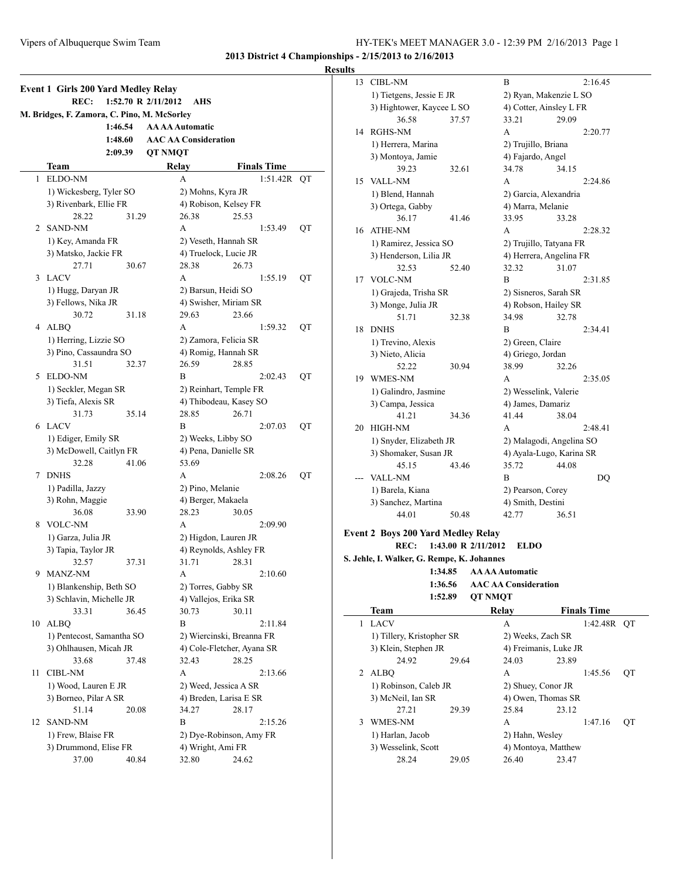**2013 District 4 Championships - 2/15/2013 to 2/16/2013**

**Results**

## Event 1 Girls 200 Yard Medley Relay

**REC: 1:52.70 R 2/11/2012 AHS**
**M. Bridges, F. Zamora, C. Pino, M. McSorley**

| | |
|---|---|
| 1:46.54 | AA AA Automatic |
| 1:48.60 | AAC AA Consideration |
| 2:09.39 | QT NMQT |

| | Team | Relay | Finals Time | |
|---|---|---|---|---|
| 1 | ELDO-NM | A | 1:51.42R | QT |
| | 1) Wickesberg, Tyler SO; 2) Mohns, Kyra JR; 3) Rivenbark, Ellie FR; 4) Robison, Kelsey FR | | | |
| | 28.22 31.29 26.38 25.53 | | | |
| 2 | SAND-NM | A | 1:53.49 | QT |
| | 1) Key, Amanda FR; 2) Veseth, Hannah SR; 3) Matsko, Jackie FR; 4) Truelock, Lucie JR | | | |
| | 27.71 30.67 28.38 26.73 | | | |
| 3 | LACV | A | 1:55.19 | QT |
| | 1) Hugg, Daryan JR; 2) Barsun, Heidi SO; 3) Fellows, Nika JR; 4) Swisher, Miriam SR | | | |
| | 30.72 31.18 29.63 23.66 | | | |
| 4 | ALBQ | A | 1:59.32 | QT |
| | 1) Herring, Lizzie SO; 2) Zamora, Felicia SR; 3) Pino, Cassaundra SO; 4) Romig, Hannah SR | | | |
| | 31.51 32.37 26.59 28.85 | | | |
| 5 | ELDO-NM | B | 2:02.43 | QT |
| | 1) Seckler, Megan SR; 2) Reinhart, Temple FR; 3) Tiefa, Alexis SR; 4) Thibodeau, Kasey SO | | | |
| | 31.73 35.14 28.85 26.71 | | | |
| 6 | LACV | B | 2:07.03 | QT |
| | 1) Ediger, Emily SR; 2) Weeks, Libby SO; 3) McDowell, Caitlyn FR; 4) Pena, Danielle SR | | | |
| | 32.28 41.06 53.69 | | | |
| 7 | DNHS | A | 2:08.26 | QT |
| | 1) Padilla, Jazzy; 2) Pino, Melanie; 3) Rohn, Maggie; 4) Berger, Makaela | | | |
| | 36.08 33.90 28.23 30.05 | | | |
| 8 | VOLC-NM | A | 2:09.90 | |
| | 1) Garza, Julia JR; 2) Higdon, Lauren JR; 3) Tapia, Taylor JR; 4) Reynolds, Ashley FR | | | |
| | 32.57 37.31 31.71 28.31 | | | |
| 9 | MANZ-NM | A | 2:10.60 | |
| | 1) Blankenship, Beth SO; 2) Torres, Gabby SR; 3) Schlavin, Michelle JR; 4) Vallejos, Erika SR | | | |
| | 33.31 36.45 30.73 30.11 | | | |
| 10 | ALBQ | B | 2:11.84 | |
| | 1) Pentecost, Samantha SO; 2) Wiercinski, Breanna FR; 3) Ohlhausen, Micah JR; 4) Cole-Fletcher, Ayana SR | | | |
| | 33.68 37.48 32.43 28.25 | | | |
| 11 | CIBL-NM | A | 2:13.66 | |
| | 1) Wood, Lauren E JR; 2) Weed, Jessica A SR; 3) Borneo, Pilar A SR; 4) Breden, Larisa E SR | | | |
| | 51.14 20.08 34.27 28.17 | | | |
| 12 | SAND-NM | B | 2:15.26 | |
| | 1) Frew, Blaise FR; 2) Dye-Robinson, Amy FR; 3) Drummond, Elise FR; 4) Wright, Ami FR | | | |
| | 37.00 40.84 32.80 24.62 | | | |
| 13 | CIBL-NM | B | 2:16.45 | |
| | 1) Tietgens, Jessie E JR; 2) Ryan, Makenzie L SO; 3) Hightower, Kaycee L SO; 4) Cotter, Ainsley L FR | | | |
| | 36.58 37.57 33.21 29.09 | | | |
| 14 | RGHS-NM | A | 2:20.77 | |
| | 1) Herrera, Marina; 2) Trujillo, Briana; 3) Montoya, Jamie; 4) Fajardo, Angel | | | |
| | 39.23 32.61 34.78 34.15 | | | |
| 15 | VALL-NM | A | 2:24.86 | |
| | 1) Blend, Hannah; 2) Garcia, Alexandria; 3) Ortega, Gabby; 4) Marra, Melanie | | | |
| | 36.17 41.46 33.95 33.28 | | | |
| 16 | ATHE-NM | A | 2:28.32 | |
| | 1) Ramirez, Jessica SO; 2) Trujillo, Tatyana FR; 3) Henderson, Lilia JR; 4) Herrera, Angelina FR | | | |
| | 32.53 52.40 32.32 31.07 | | | |
| 17 | VOLC-NM | B | 2:31.85 | |
| | 1) Grajeda, Trisha SR; 2) Sisneros, Sarah SR; 3) Monge, Julia JR; 4) Robson, Hailey SR | | | |
| | 51.71 32.38 34.98 32.78 | | | |
| 18 | DNHS | B | 2:34.41 | |
| | 1) Trevino, Alexis; 2) Green, Claire; 3) Nieto, Alicia; 4) Griego, Jordan | | | |
| | 52.22 30.94 38.99 32.26 | | | |
| 19 | WMES-NM | A | 2:35.05 | |
| | 1) Galindro, Jasmine; 2) Wesselink, Valerie; 3) Campa, Jessica; 4) James, Damariz | | | |
| | 41.21 34.36 41.44 38.04 | | | |
| 20 | HIGH-NM | A | 2:48.41 | |
| | 1) Snyder, Elizabeth JR; 2) Malagodi, Angelina SO; 3) Shomaker, Susan JR; 4) Ayala-Lugo, Karina SR | | | |
| | 45.15 43.46 35.72 44.08 | | | |
| --- | VALL-NM | B | DQ | |
| | 1) Barela, Kiana; 2) Pearson, Corey; 3) Sanchez, Martina; 4) Smith, Destini | | | |
| | 44.01 50.48 42.77 36.51 | | | |

## Event 2 Boys 200 Yard Medley Relay

**REC: 1:43.00 R 2/11/2012 ELDO**
**S. Jehle, I. Walker, G. Rempe, K. Johannes**

| | |
|---|---|
| 1:34.85 | AA AA Automatic |
| 1:36.56 | AAC AA Consideration |
| 1:52.89 | QT NMQT |

| | Team | Relay | Finals Time | |
|---|---|---|---|---|
| 1 | LACV | A | 1:42.48R | QT |
| | 1) Tillery, Kristopher SR; 2) Weeks, Zach SR; 3) Klein, Stephen JR; 4) Freimanis, Luke JR | | | |
| | 24.92 29.64 24.03 23.89 | | | |
| 2 | ALBQ | A | 1:45.56 | QT |
| | 1) Robinson, Caleb JR; 2) Shuey, Conor JR; 3) McNeil, Ian SR; 4) Owen, Thomas SR | | | |
| | 27.21 29.39 25.84 23.12 | | | |
| 3 | WMES-NM | A | 1:47.16 | QT |
| | 1) Harlan, Jacob; 2) Hahn, Wesley; 3) Wesselink, Scott; 4) Montoya, Matthew | | | |
| | 28.24 29.05 26.40 23.47 | | | |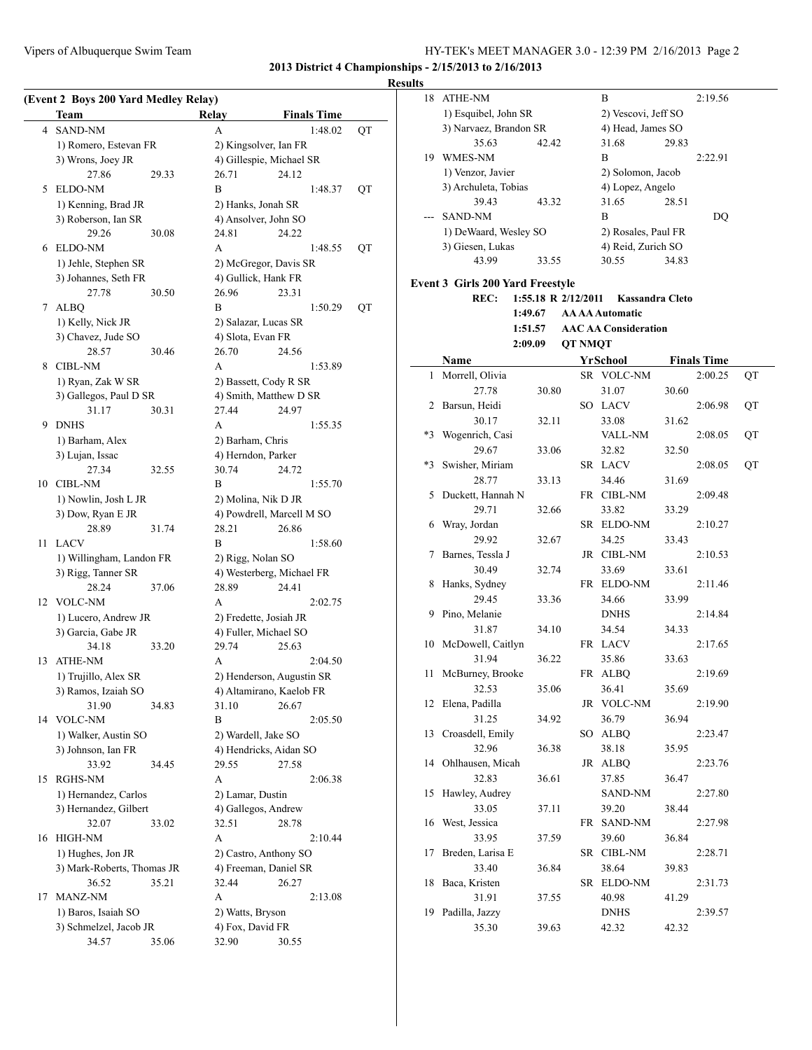## 2013 District 4 Championships - 2/15/2013 to 2/16/2013

### Results

#### (Event 2 Boys 200 Yard Medley Relay)

| | Team | Relay | Finals Time | |
|---|---|---|---|---|
| 4 | SAND-NM | A | 1:48.02 | QT |
| | 1) Romero, Estevan FR | 2) Kingsolver, Ian FR | | |
| | 3) Wrons, Joey JR | 4) Gillespie, Michael SR | | |
| | 27.86 29.33 | 26.71 24.12 | | |
| 5 | ELDO-NM | B | 1:48.37 | QT |
| | 1) Kenning, Brad JR | 2) Hanks, Jonah SR | | |
| | 3) Roberson, Ian SR | 4) Ansolver, John SO | | |
| | 29.26 30.08 | 24.81 24.22 | | |
| 6 | ELDO-NM | A | 1:48.55 | QT |
| | 1) Jehle, Stephen SR | 2) McGregor, Davis SR | | |
| | 3) Johannes, Seth FR | 4) Gullick, Hank FR | | |
| | 27.78 30.50 | 26.96 23.31 | | |
| 7 | ALBQ | B | 1:50.29 | QT |
| | 1) Kelly, Nick JR | 2) Salazar, Lucas SR | | |
| | 3) Chavez, Jude SO | 4) Slota, Evan FR | | |
| | 28.57 30.46 | 26.70 24.56 | | |
| 8 | CIBL-NM | A | 1:53.89 | |
| | 1) Ryan, Zak W SR | 2) Bassett, Cody R SR | | |
| | 3) Gallegos, Paul D SR | 4) Smith, Matthew D SR | | |
| | 31.17 30.31 | 27.44 24.97 | | |
| 9 | DNHS | A | 1:55.35 | |
| | 1) Barham, Alex | 2) Barham, Chris | | |
| | 3) Lujan, Issac | 4) Herndon, Parker | | |
| | 27.34 32.55 | 30.74 24.72 | | |
| 10 | CIBL-NM | B | 1:55.70 | |
| | 1) Nowlin, Josh L JR | 2) Molina, Nik D JR | | |
| | 3) Dow, Ryan E JR | 4) Powdrell, Marcell M SO | | |
| | 28.89 31.74 | 28.21 26.86 | | |
| 11 | LACV | B | 1:58.60 | |
| | 1) Willingham, Landon FR | 2) Rigg, Nolan SO | | |
| | 3) Rigg, Tanner SR | 4) Westerberg, Michael FR | | |
| | 28.24 37.06 | 28.89 24.41 | | |
| 12 | VOLC-NM | A | 2:02.75 | |
| | 1) Lucero, Andrew JR | 2) Fredette, Josiah JR | | |
| | 3) Garcia, Gabe JR | 4) Fuller, Michael SO | | |
| | 34.18 33.20 | 29.74 25.63 | | |
| 13 | ATHE-NM | A | 2:04.50 | |
| | 1) Trujillo, Alex SR | 2) Henderson, Augustin SR | | |
| | 3) Ramos, Izaiah SO | 4) Altamirano, Kaelob FR | | |
| | 31.90 34.83 | 31.10 26.67 | | |
| 14 | VOLC-NM | B | 2:05.50 | |
| | 1) Walker, Austin SO | 2) Wardell, Jake SO | | |
| | 3) Johnson, Ian FR | 4) Hendricks, Aidan SO | | |
| | 33.92 34.45 | 29.55 27.58 | | |
| 15 | RGHS-NM | A | 2:06.38 | |
| | 1) Hernandez, Carlos | 2) Lamar, Dustin | | |
| | 3) Hernandez, Gilbert | 4) Gallegos, Andrew | | |
| | 32.07 33.02 | 32.51 28.78 | | |
| 16 | HIGH-NM | A | 2:10.44 | |
| | 1) Hughes, Jon JR | 2) Castro, Anthony SO | | |
| | 3) Mark-Roberts, Thomas JR | 4) Freeman, Daniel SR | | |
| | 36.52 35.21 | 32.44 26.27 | | |
| 17 | MANZ-NM | A | 2:13.08 | |
| | 1) Baros, Isaiah SO | 2) Watts, Bryson | | |
| | 3) Schmelzel, Jacob JR | 4) Fox, David FR | | |
| | 34.57 35.06 | 32.90 30.55 | | |
| 18 | ATHE-NM | B | 2:19.56 | |
| | 1) Esquibel, John SR | 2) Vescovi, Jeff SO | | |
| | 3) Narvaez, Brandon SR | 4) Head, James SO | | |
| | 35.63 42.42 | 31.68 29.83 | | |
| 19 | WMES-NM | B | 2:22.91 | |
| | 1) Venzor, Javier | 2) Solomon, Jacob | | |
| | 3) Archuleta, Tobias | 4) Lopez, Angelo | | |
| | 39.43 43.32 | 31.65 28.51 | | |
| --- | SAND-NM | B | DQ | |
| | 1) DeWaard, Wesley SO | 2) Rosales, Paul FR | | |
| | 3) Giesen, Lukas | 4) Reid, Zurich SO | | |
| | 43.99 33.55 | 30.55 34.83 | | |

#### Event 3 Girls 200 Yard Freestyle

REC: 1:55.18 R 2/12/2011 Kassandra Cleto
1:49.67 AA AA Automatic
1:51.57 AAC AA Consideration
2:09.09 QT NMQT

| | Name | Yr | School | Finals Time | |
|---|---|---|---|---|---|
| 1 | Morrell, Olivia | SR | VOLC-NM | 2:00.25 | QT |
| | 27.78 30.80 | | 31.07 30.60 | | |
| 2 | Barsun, Heidi | SO | LACV | 2:06.98 | QT |
| | 30.17 32.11 | | 33.08 31.62 | | |
| *3 | Wogenrich, Casi | | VALL-NM | 2:08.05 | QT |
| | 29.67 33.06 | | 32.82 32.50 | | |
| *3 | Swisher, Miriam | SR | LACV | 2:08.05 | QT |
| | 28.77 33.13 | | 34.46 31.69 | | |
| 5 | Duckett, Hannah N | FR | CIBL-NM | 2:09.48 | |
| | 29.71 32.66 | | 33.82 33.29 | | |
| 6 | Wray, Jordan | SR | ELDO-NM | 2:10.27 | |
| | 29.92 32.67 | | 34.25 33.43 | | |
| 7 | Barnes, Tessla J | JR | CIBL-NM | 2:10.53 | |
| | 30.49 32.74 | | 33.69 33.61 | | |
| 8 | Hanks, Sydney | FR | ELDO-NM | 2:11.46 | |
| | 29.45 33.36 | | 34.66 33.99 | | |
| 9 | Pino, Melanie | | DNHS | 2:14.84 | |
| | 31.87 34.10 | | 34.54 34.33 | | |
| 10 | McDowell, Caitlyn | FR | LACV | 2:17.65 | |
| | 31.94 36.22 | | 35.86 33.63 | | |
| 11 | McBurney, Brooke | FR | ALBQ | 2:19.69 | |
| | 32.53 35.06 | | 36.41 35.69 | | |
| 12 | Elena, Padilla | JR | VOLC-NM | 2:19.90 | |
| | 31.25 34.92 | | 36.79 36.94 | | |
| 13 | Croasdell, Emily | SO | ALBQ | 2:23.47 | |
| | 32.96 36.38 | | 38.18 35.95 | | |
| 14 | Ohlhausen, Micah | JR | ALBQ | 2:23.76 | |
| | 32.83 36.61 | | 37.85 36.47 | | |
| 15 | Hawley, Audrey | | SAND-NM | 2:27.80 | |
| | 33.05 37.11 | | 39.20 38.44 | | |
| 16 | West, Jessica | FR | SAND-NM | 2:27.98 | |
| | 33.95 37.59 | | 39.60 36.84 | | |
| 17 | Breden, Larisa E | SR | CIBL-NM | 2:28.71 | |
| | 33.40 36.84 | | 38.64 39.83 | | |
| 18 | Baca, Kristen | SR | ELDO-NM | 2:31.73 | |
| | 31.91 37.55 | | 40.98 41.29 | | |
| 19 | Padilla, Jazzy | | DNHS | 2:39.57 | |
| | 35.30 39.63 | | 42.32 42.32 | | |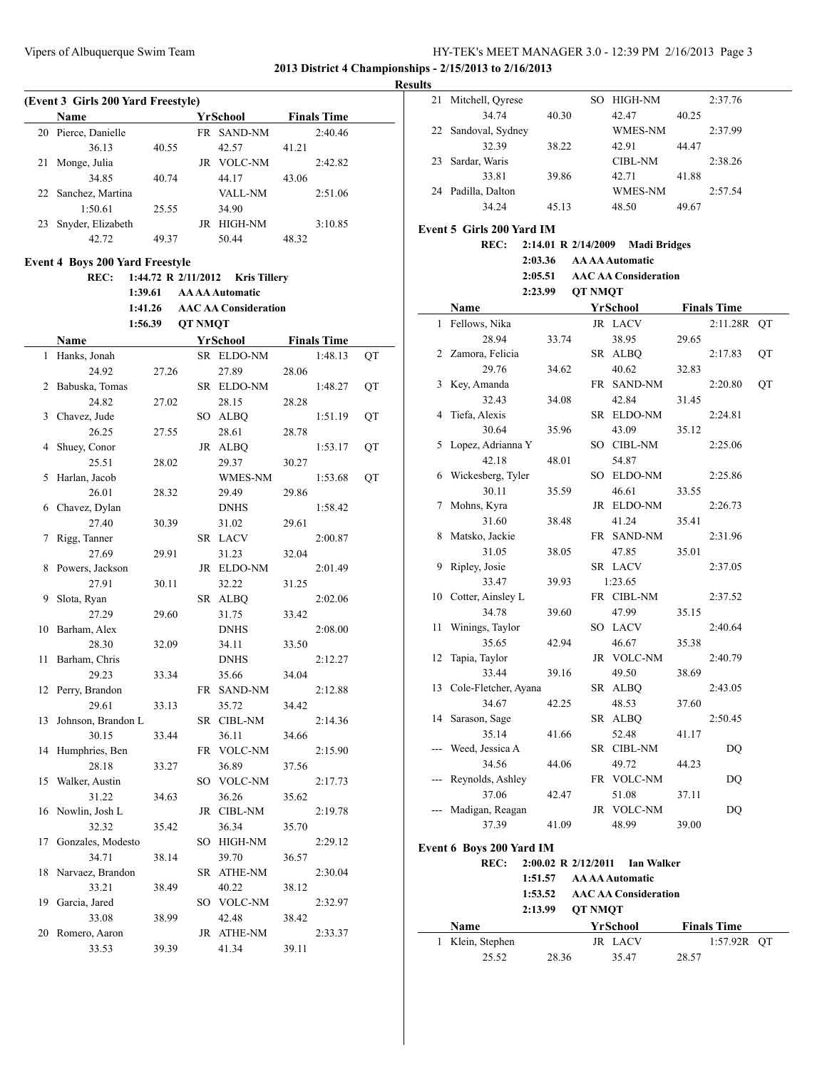## 2013 District 4 Championships - 2/15/2013 to 2/16/2013

### Results

### (Event 3 Girls 200 Yard Freestyle)

| | Name | Yr | School | Finals Time | |
|---|---|---|---|---|---|
| 20 | Pierce, Danielle | FR | SAND-NM | 2:40.46 | |
| | 36.13 | 40.55 | 42.57 | 41.21 | |
| 21 | Monge, Julia | JR | VOLC-NM | 2:42.82 | |
| | 34.85 | 40.74 | 44.17 | 43.06 | |
| 22 | Sanchez, Martina | | VALL-NM | 2:51.06 | |
| | 1:50.61 | 25.55 | 34.90 | | |
| 23 | Snyder, Elizabeth | JR | HIGH-NM | 3:10.85 | |
| | 42.72 | 49.37 | 50.44 | 48.32 | |

### Event 4 Boys 200 Yard Freestyle

REC: 1:44.72 R 2/11/2012 Kris Tillery
1:39.61 AA AA Automatic
1:41.26 AAC AA Consideration
1:56.39 QT NMQT

| | Name | Yr | School | Finals Time | |
|---|---|---|---|---|---|
| 1 | Hanks, Jonah | SR | ELDO-NM | 1:48.13 | QT |
| | 24.92 | 27.26 | 27.89 | 28.06 | |
| 2 | Babuska, Tomas | SR | ELDO-NM | 1:48.27 | QT |
| | 24.82 | 27.02 | 28.15 | 28.28 | |
| 3 | Chavez, Jude | SO | ALBQ | 1:51.19 | QT |
| | 26.25 | 27.55 | 28.61 | 28.78 | |
| 4 | Shuey, Conor | JR | ALBQ | 1:53.17 | QT |
| | 25.51 | 28.02 | 29.37 | 30.27 | |
| 5 | Harlan, Jacob | | WMES-NM | 1:53.68 | QT |
| | 26.01 | 28.32 | 29.49 | 29.86 | |
| 6 | Chavez, Dylan | | DNHS | 1:58.42 | |
| | 27.40 | 30.39 | 31.02 | 29.61 | |
| 7 | Rigg, Tanner | SR | LACV | 2:00.87 | |
| | 27.69 | 29.91 | 31.23 | 32.04 | |
| 8 | Powers, Jackson | JR | ELDO-NM | 2:01.49 | |
| | 27.91 | 30.11 | 32.22 | 31.25 | |
| 9 | Slota, Ryan | SR | ALBQ | 2:02.06 | |
| | 27.29 | 29.60 | 31.75 | 33.42 | |
| 10 | Barham, Alex | | DNHS | 2:08.00 | |
| | 28.30 | 32.09 | 34.11 | 33.50 | |
| 11 | Barham, Chris | | DNHS | 2:12.27 | |
| | 29.23 | 33.34 | 35.66 | 34.04 | |
| 12 | Perry, Brandon | FR | SAND-NM | 2:12.88 | |
| | 29.61 | 33.13 | 35.72 | 34.42 | |
| 13 | Johnson, Brandon L | SR | CIBL-NM | 2:14.36 | |
| | 30.15 | 33.44 | 36.11 | 34.66 | |
| 14 | Humphries, Ben | FR | VOLC-NM | 2:15.90 | |
| | 28.18 | 33.27 | 36.89 | 37.56 | |
| 15 | Walker, Austin | SO | VOLC-NM | 2:17.73 | |
| | 31.22 | 34.63 | 36.26 | 35.62 | |
| 16 | Nowlin, Josh L | JR | CIBL-NM | 2:19.78 | |
| | 32.32 | 35.42 | 36.34 | 35.70 | |
| 17 | Gonzales, Modesto | SO | HIGH-NM | 2:29.12 | |
| | 34.71 | 38.14 | 39.70 | 36.57 | |
| 18 | Narvaez, Brandon | SR | ATHE-NM | 2:30.04 | |
| | 33.21 | 38.49 | 40.22 | 38.12 | |
| 19 | Garcia, Jared | SO | VOLC-NM | 2:32.97 | |
| | 33.08 | 38.99 | 42.48 | 38.42 | |
| 20 | Romero, Aaron | JR | ATHE-NM | 2:33.37 | |
| | 33.53 | 39.39 | 41.34 | 39.11 | |
| 21 | Mitchell, Qyrese | SO | HIGH-NM | 2:37.76 | |
| | 34.74 | 40.30 | 42.47 | 40.25 | |
| 22 | Sandoval, Sydney | | WMES-NM | 2:37.99 | |
| | 32.39 | 38.22 | 42.91 | 44.47 | |
| 23 | Sardar, Waris | | CIBL-NM | 2:38.26 | |
| | 33.81 | 39.86 | 42.71 | 41.88 | |
| 24 | Padilla, Dalton | | WMES-NM | 2:57.54 | |
| | 34.24 | 45.13 | 48.50 | 49.67 | |

### Event 5 Girls 200 Yard IM

REC: 2:14.01 R 2/14/2009 Madi Bridges
2:03.36 AA AA Automatic
2:05.51 AAC AA Consideration
2:23.99 QT NMQT

| | Name | Yr | School | Finals Time | |
|---|---|---|---|---|---|
| 1 | Fellows, Nika | JR | LACV | 2:11.28R | QT |
| | 28.94 | 33.74 | 38.95 | 29.65 | |
| 2 | Zamora, Felicia | SR | ALBQ | 2:17.83 | QT |
| | 29.76 | 34.62 | 40.62 | 32.83 | |
| 3 | Key, Amanda | FR | SAND-NM | 2:20.80 | QT |
| | 32.43 | 34.08 | 42.84 | 31.45 | |
| 4 | Tiefa, Alexis | SR | ELDO-NM | 2:24.81 | |
| | 30.64 | 35.96 | 43.09 | 35.12 | |
| 5 | Lopez, Adrianna Y | SO | CIBL-NM | 2:25.06 | |
| | 42.18 | 48.01 | 54.87 | | |
| 6 | Wickesberg, Tyler | SO | ELDO-NM | 2:25.86 | |
| | 30.11 | 35.59 | 46.61 | 33.55 | |
| 7 | Mohns, Kyra | JR | ELDO-NM | 2:26.73 | |
| | 31.60 | 38.48 | 41.24 | 35.41 | |
| 8 | Matsko, Jackie | FR | SAND-NM | 2:31.96 | |
| | 31.05 | 38.05 | 47.85 | 35.01 | |
| 9 | Ripley, Josie | SR | LACV | 2:37.05 | |
| | 33.47 | 39.93 | 1:23.65 | | |
| 10 | Cotter, Ainsley L | FR | CIBL-NM | 2:37.52 | |
| | 34.78 | 39.60 | 47.99 | 35.15 | |
| 11 | Winings, Taylor | SO | LACV | 2:40.64 | |
| | 35.65 | 42.94 | 46.67 | 35.38 | |
| 12 | Tapia, Taylor | JR | VOLC-NM | 2:40.79 | |
| | 33.44 | 39.16 | 49.50 | 38.69 | |
| 13 | Cole-Fletcher, Ayana | SR | ALBQ | 2:43.05 | |
| | 34.67 | 42.25 | 48.53 | 37.60 | |
| 14 | Sarason, Sage | SR | ALBQ | 2:50.45 | |
| | 35.14 | 41.66 | 52.48 | 41.17 | |
| --- | Weed, Jessica A | SR | CIBL-NM | DQ | |
| | 34.56 | 44.06 | 49.72 | 44.23 | |
| --- | Reynolds, Ashley | FR | VOLC-NM | DQ | |
| | 37.06 | 42.47 | 51.08 | 37.11 | |
| --- | Madigan, Reagan | JR | VOLC-NM | DQ | |
| | 37.39 | 41.09 | 48.99 | 39.00 | |

### Event 6 Boys 200 Yard IM

REC: 2:00.02 R 2/12/2011 Ian Walker
1:51.57 AA AA Automatic
1:53.52 AAC AA Consideration
2:13.99 QT NMQT

| | Name | Yr | School | Finals Time | |
|---|---|---|---|---|---|
| 1 | Klein, Stephen | JR | LACV | 1:57.92R | QT |
| | 25.52 | 28.36 | 35.47 | 28.57 | |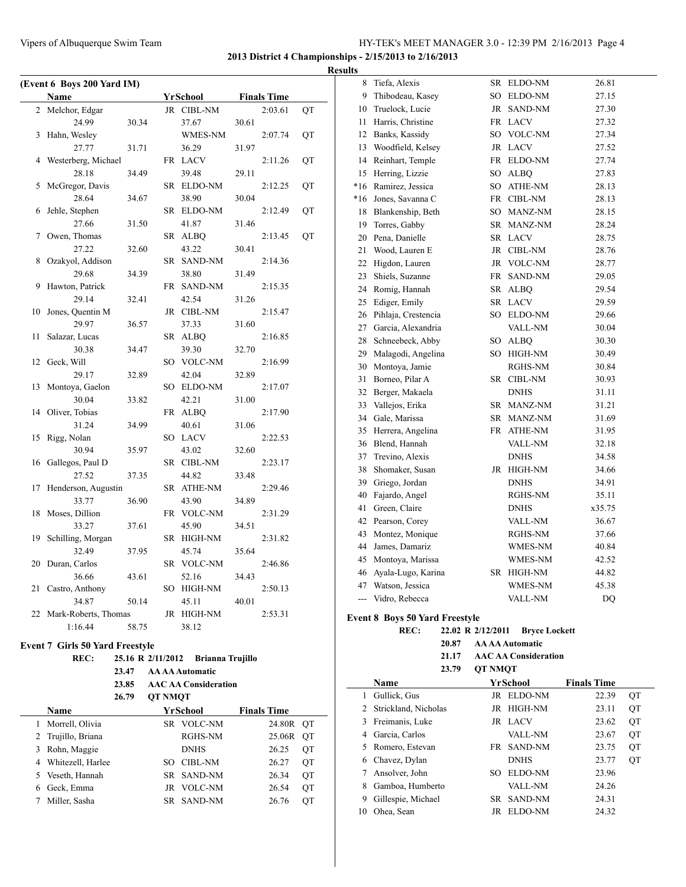**2013 District 4 Championships - 2/15/2013 to 2/16/2013**

**Results**

**(Event 6 Boys 200 Yard IM)**

| | Name | Yr | School | Finals Time | |
|---|---|---|---|---|---|
| 2 | Melchor, Edgar | JR | CIBL-NM | 2:03.61 | QT |
| | 24.99 | 30.34 | 37.67 | 30.61 | |
| 3 | Hahn, Wesley | | WMES-NM | 2:07.74 | QT |
| | 27.77 | 31.71 | 36.29 | 31.97 | |
| 4 | Westerberg, Michael | FR | LACV | 2:11.26 | QT |
| | 28.18 | 34.49 | 39.48 | 29.11 | |
| 5 | McGregor, Davis | SR | ELDO-NM | 2:12.25 | QT |
| | 28.64 | 34.67 | 38.90 | 30.04 | |
| 6 | Jehle, Stephen | SR | ELDO-NM | 2:12.49 | QT |
| | 27.66 | 31.50 | 41.87 | 31.46 | |
| 7 | Owen, Thomas | SR | ALBQ | 2:13.45 | QT |
| | 27.22 | 32.60 | 43.22 | 30.41 | |
| 8 | Ozakyol, Addison | SR | SAND-NM | 2:14.36 | |
| | 29.68 | 34.39 | 38.80 | 31.49 | |
| 9 | Hawton, Patrick | FR | SAND-NM | 2:15.35 | |
| | 29.14 | 32.41 | 42.54 | 31.26 | |
| 10 | Jones, Quentin M | JR | CIBL-NM | 2:15.47 | |
| | 29.97 | 36.57 | 37.33 | 31.60 | |
| 11 | Salazar, Lucas | SR | ALBQ | 2:16.85 | |
| | 30.38 | 34.47 | 39.30 | 32.70 | |
| 12 | Geck, Will | SO | VOLC-NM | 2:16.99 | |
| | 29.17 | 32.89 | 42.04 | 32.89 | |
| 13 | Montoya, Gaelon | SO | ELDO-NM | 2:17.07 | |
| | 30.04 | 33.82 | 42.21 | 31.00 | |
| 14 | Oliver, Tobias | FR | ALBQ | 2:17.90 | |
| | 31.24 | 34.99 | 40.61 | 31.06 | |
| 15 | Rigg, Nolan | SO | LACV | 2:22.53 | |
| | 30.94 | 35.97 | 43.02 | 32.60 | |
| 16 | Gallegos, Paul D | SR | CIBL-NM | 2:23.17 | |
| | 27.52 | 37.35 | 44.82 | 33.48 | |
| 17 | Henderson, Augustin | SR | ATHE-NM | 2:29.46 | |
| | 33.77 | 36.90 | 43.90 | 34.89 | |
| 18 | Moses, Dillion | FR | VOLC-NM | 2:31.29 | |
| | 33.27 | 37.61 | 45.90 | 34.51 | |
| 19 | Schilling, Morgan | SR | HIGH-NM | 2:31.82 | |
| | 32.49 | 37.95 | 45.74 | 35.64 | |
| 20 | Duran, Carlos | SR | VOLC-NM | 2:46.86 | |
| | 36.66 | 43.61 | 52.16 | 34.43 | |
| 21 | Castro, Anthony | SO | HIGH-NM | 2:50.13 | |
| | 34.87 | 50.14 | 45.11 | 40.01 | |
| 22 | Mark-Roberts, Thomas | JR | HIGH-NM | 2:53.31 | |
| | 1:16.44 | 58.75 | 38.12 | | |

**Event 7 Girls 50 Yard Freestyle**

REC: 25.16 R 2/11/2012 Brianna Trujillo
23.47 AA AA Automatic
23.85 AAC AA Consideration
26.79 QT NMQT

| | Name | Yr | School | Finals Time | |
|---|---|---|---|---|---|
| 1 | Morrell, Olivia | SR | VOLC-NM | 24.80R | QT |
| 2 | Trujillo, Briana | | RGHS-NM | 25.06R | QT |
| 3 | Rohn, Maggie | | DNHS | 26.25 | QT |
| 4 | Whitezell, Harlee | SO | CIBL-NM | 26.27 | QT |
| 5 | Veseth, Hannah | SR | SAND-NM | 26.34 | QT |
| 6 | Geck, Emma | JR | VOLC-NM | 26.54 | QT |
| 7 | Miller, Sasha | SR | SAND-NM | 26.76 | QT |
| 8 | Tiefa, Alexis | SR | ELDO-NM | 26.81 | |
| 9 | Thibodeau, Kasey | SO | ELDO-NM | 27.15 | |
| 10 | Truelock, Lucie | JR | SAND-NM | 27.30 | |
| 11 | Harris, Christine | FR | LACV | 27.32 | |
| 12 | Banks, Kassidy | SO | VOLC-NM | 27.34 | |
| 13 | Woodfield, Kelsey | JR | LACV | 27.52 | |
| 14 | Reinhart, Temple | FR | ELDO-NM | 27.74 | |
| 15 | Herring, Lizzie | SO | ALBQ | 27.83 | |
| *16 | Ramirez, Jessica | SO | ATHE-NM | 28.13 | |
| *16 | Jones, Savanna C | FR | CIBL-NM | 28.13 | |
| 18 | Blankenship, Beth | SO | MANZ-NM | 28.15 | |
| 19 | Torres, Gabby | SR | MANZ-NM | 28.24 | |
| 20 | Pena, Danielle | SR | LACV | 28.75 | |
| 21 | Wood, Lauren E | JR | CIBL-NM | 28.76 | |
| 22 | Higdon, Lauren | JR | VOLC-NM | 28.77 | |
| 23 | Shiels, Suzanne | FR | SAND-NM | 29.05 | |
| 24 | Romig, Hannah | SR | ALBQ | 29.54 | |
| 25 | Ediger, Emily | SR | LACV | 29.59 | |
| 26 | Pihlaja, Crestencia | SO | ELDO-NM | 29.66 | |
| 27 | Garcia, Alexandria | | VALL-NM | 30.04 | |
| 28 | Schneebeck, Abby | SO | ALBQ | 30.30 | |
| 29 | Malagodi, Angelina | SO | HIGH-NM | 30.49 | |
| 30 | Montoya, Jamie | | RGHS-NM | 30.84 | |
| 31 | Borneo, Pilar A | SR | CIBL-NM | 30.93 | |
| 32 | Berger, Makaela | | DNHS | 31.11 | |
| 33 | Vallejos, Erika | SR | MANZ-NM | 31.21 | |
| 34 | Gale, Marissa | SR | MANZ-NM | 31.69 | |
| 35 | Herrera, Angelina | FR | ATHE-NM | 31.95 | |
| 36 | Blend, Hannah | | VALL-NM | 32.18 | |
| 37 | Trevino, Alexis | | DNHS | 34.58 | |
| 38 | Shomaker, Susan | JR | HIGH-NM | 34.66 | |
| 39 | Griego, Jordan | | DNHS | 34.91 | |
| 40 | Fajardo, Angel | | RGHS-NM | 35.11 | |
| 41 | Green, Claire | | DNHS | x35.75 | |
| 42 | Pearson, Corey | | VALL-NM | 36.67 | |
| 43 | Montez, Monique | | RGHS-NM | 37.66 | |
| 44 | James, Damariz | | WMES-NM | 40.84 | |
| 45 | Montoya, Marissa | | WMES-NM | 42.52 | |
| 46 | Ayala-Lugo, Karina | SR | HIGH-NM | 44.82 | |
| 47 | Watson, Jessica | | WMES-NM | 45.38 | |
| --- | Vidro, Rebecca | | VALL-NM | DQ | |

**Event 8 Boys 50 Yard Freestyle**

REC: 22.02 R 2/12/2011 Bryce Lockett
20.87 AA AA Automatic
21.17 AAC AA Consideration
23.79 QT NMQT

| | Name | Yr | School | Finals Time | |
|---|---|---|---|---|---|
| 1 | Gullick, Gus | JR | ELDO-NM | 22.39 | QT |
| 2 | Strickland, Nicholas | JR | HIGH-NM | 23.11 | QT |
| 3 | Freimanis, Luke | JR | LACV | 23.62 | QT |
| 4 | Garcia, Carlos | | VALL-NM | 23.67 | QT |
| 5 | Romero, Estevan | FR | SAND-NM | 23.75 | QT |
| 6 | Chavez, Dylan | | DNHS | 23.77 | QT |
| 7 | Ansolver, John | SO | ELDO-NM | 23.96 | |
| 8 | Gamboa, Humberto | | VALL-NM | 24.26 | |
| 9 | Gillespie, Michael | SR | SAND-NM | 24.31 | |
| 10 | Ohea, Sean | JR | ELDO-NM | 24.32 | |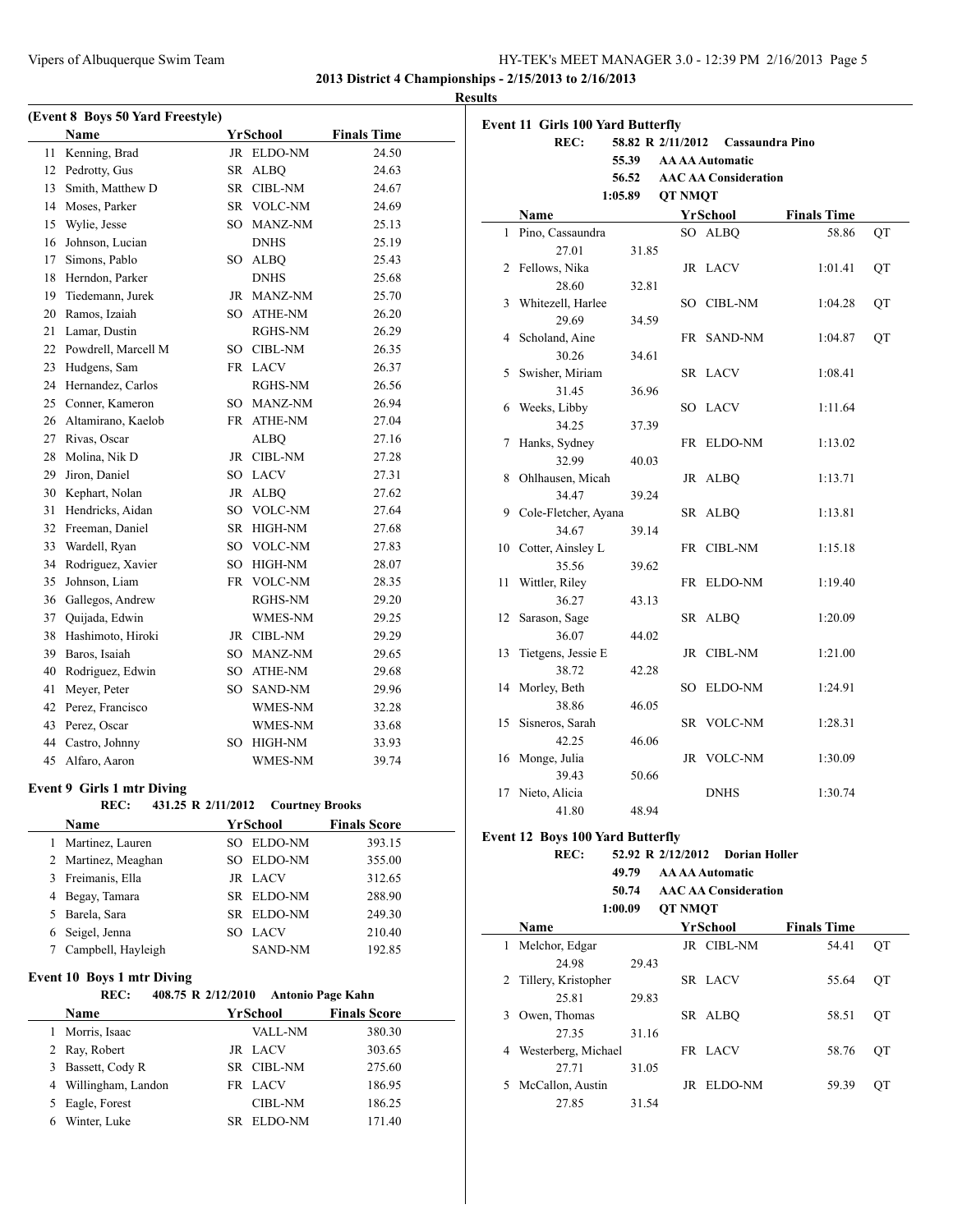**2013 District 4 Championships - 2/15/2013 to 2/16/2013**

**Results**

### (Event 8 Boys 50 Yard Freestyle)

| | Name | Yr | School | Finals Time |
|---|---|---|---|---|
| 11 | Kenning, Brad | JR | ELDO-NM | 24.50 |
| 12 | Pedrotty, Gus | SR | ALBQ | 24.63 |
| 13 | Smith, Matthew D | SR | CIBL-NM | 24.67 |
| 14 | Moses, Parker | SR | VOLC-NM | 24.69 |
| 15 | Wylie, Jesse | SO | MANZ-NM | 25.13 |
| 16 | Johnson, Lucian | | DNHS | 25.19 |
| 17 | Simons, Pablo | SO | ALBQ | 25.43 |
| 18 | Herndon, Parker | | DNHS | 25.68 |
| 19 | Tiedemann, Jurek | JR | MANZ-NM | 25.70 |
| 20 | Ramos, Izaiah | SO | ATHE-NM | 26.20 |
| 21 | Lamar, Dustin | | RGHS-NM | 26.29 |
| 22 | Powdrell, Marcell M | SO | CIBL-NM | 26.35 |
| 23 | Hudgens, Sam | FR | LACV | 26.37 |
| 24 | Hernandez, Carlos | | RGHS-NM | 26.56 |
| 25 | Conner, Kameron | SO | MANZ-NM | 26.94 |
| 26 | Altamirano, Kaelob | FR | ATHE-NM | 27.04 |
| 27 | Rivas, Oscar | | ALBQ | 27.16 |
| 28 | Molina, Nik D | JR | CIBL-NM | 27.28 |
| 29 | Jiron, Daniel | SO | LACV | 27.31 |
| 30 | Kephart, Nolan | JR | ALBQ | 27.62 |
| 31 | Hendricks, Aidan | SO | VOLC-NM | 27.64 |
| 32 | Freeman, Daniel | SR | HIGH-NM | 27.68 |
| 33 | Wardell, Ryan | SO | VOLC-NM | 27.83 |
| 34 | Rodriguez, Xavier | SO | HIGH-NM | 28.07 |
| 35 | Johnson, Liam | FR | VOLC-NM | 28.35 |
| 36 | Gallegos, Andrew | | RGHS-NM | 29.20 |
| 37 | Quijada, Edwin | | WMES-NM | 29.25 |
| 38 | Hashimoto, Hiroki | JR | CIBL-NM | 29.29 |
| 39 | Baros, Isaiah | SO | MANZ-NM | 29.65 |
| 40 | Rodriguez, Edwin | SO | ATHE-NM | 29.68 |
| 41 | Meyer, Peter | SO | SAND-NM | 29.96 |
| 42 | Perez, Francisco | | WMES-NM | 32.28 |
| 43 | Perez, Oscar | | WMES-NM | 33.68 |
| 44 | Castro, Johnny | SO | HIGH-NM | 33.93 |
| 45 | Alfaro, Aaron | | WMES-NM | 39.74 |

### Event 9 Girls 1 mtr Diving

REC: 431.25 R 2/11/2012 Courtney Brooks

| | Name | Yr | School | Finals Score |
|---|---|---|---|---|
| 1 | Martinez, Lauren | SO | ELDO-NM | 393.15 |
| 2 | Martinez, Meaghan | SO | ELDO-NM | 355.00 |
| 3 | Freimanis, Ella | JR | LACV | 312.65 |
| 4 | Begay, Tamara | SR | ELDO-NM | 288.90 |
| 5 | Barela, Sara | SR | ELDO-NM | 249.30 |
| 6 | Seigel, Jenna | SO | LACV | 210.40 |
| 7 | Campbell, Hayleigh | | SAND-NM | 192.85 |

### Event 10 Boys 1 mtr Diving

REC: 408.75 R 2/12/2010 Antonio Page Kahn

| | Name | Yr | School | Finals Score |
|---|---|---|---|---|
| 1 | Morris, Isaac | | VALL-NM | 380.30 |
| 2 | Ray, Robert | JR | LACV | 303.65 |
| 3 | Bassett, Cody R | SR | CIBL-NM | 275.60 |
| 4 | Willingham, Landon | FR | LACV | 186.95 |
| 5 | Eagle, Forest | | CIBL-NM | 186.25 |
| 6 | Winter, Luke | SR | ELDO-NM | 171.40 |

### Event 11 Girls 100 Yard Butterfly

REC: 58.82 R 2/11/2012 Cassaundra Pino
55.39 AA AA Automatic
56.52 AAC AA Consideration
1:05.89 QT NMQT

| | Name | Yr | School | Finals Time | |
|---|---|---|---|---|---|
| 1 | Pino, Cassaundra | SO | ALBQ | 58.86 | QT |
| | 27.01 31.85 | | | | |
| 2 | Fellows, Nika | JR | LACV | 1:01.41 | QT |
| | 28.60 32.81 | | | | |
| 3 | Whitezell, Harlee | SO | CIBL-NM | 1:04.28 | QT |
| | 29.69 34.59 | | | | |
| 4 | Scholand, Aine | FR | SAND-NM | 1:04.87 | QT |
| | 30.26 34.61 | | | | |
| 5 | Swisher, Miriam | SR | LACV | 1:08.41 | |
| | 31.45 36.96 | | | | |
| 6 | Weeks, Libby | SO | LACV | 1:11.64 | |
| | 34.25 37.39 | | | | |
| 7 | Hanks, Sydney | FR | ELDO-NM | 1:13.02 | |
| | 32.99 40.03 | | | | |
| 8 | Ohlhausen, Micah | JR | ALBQ | 1:13.71 | |
| | 34.47 39.24 | | | | |
| 9 | Cole-Fletcher, Ayana | SR | ALBQ | 1:13.81 | |
| | 34.67 39.14 | | | | |
| 10 | Cotter, Ainsley L | FR | CIBL-NM | 1:15.18 | |
| | 35.56 39.62 | | | | |
| 11 | Wittler, Riley | FR | ELDO-NM | 1:19.40 | |
| | 36.27 43.13 | | | | |
| 12 | Sarason, Sage | SR | ALBQ | 1:20.09 | |
| | 36.07 44.02 | | | | |
| 13 | Tietgens, Jessie E | JR | CIBL-NM | 1:21.00 | |
| | 38.72 42.28 | | | | |
| 14 | Morley, Beth | SO | ELDO-NM | 1:24.91 | |
| | 38.86 46.05 | | | | |
| 15 | Sisneros, Sarah | SR | VOLC-NM | 1:28.31 | |
| | 42.25 46.06 | | | | |
| 16 | Monge, Julia | JR | VOLC-NM | 1:30.09 | |
| | 39.43 50.66 | | | | |
| 17 | Nieto, Alicia | | DNHS | 1:30.74 | |
| | 41.80 48.94 | | | | |

### Event 12 Boys 100 Yard Butterfly

REC: 52.92 R 2/12/2012 Dorian Holler
49.79 AA AA Automatic
50.74 AAC AA Consideration
1:00.09 QT NMQT

| | Name | Yr | School | Finals Time | |
|---|---|---|---|---|---|
| 1 | Melchor, Edgar | JR | CIBL-NM | 54.41 | QT |
| | 24.98 29.43 | | | | |
| 2 | Tillery, Kristopher | SR | LACV | 55.64 | QT |
| | 25.81 29.83 | | | | |
| 3 | Owen, Thomas | SR | ALBQ | 58.51 | QT |
| | 27.35 31.16 | | | | |
| 4 | Westerberg, Michael | FR | LACV | 58.76 | QT |
| | 27.71 31.05 | | | | |
| 5 | McCallon, Austin | JR | ELDO-NM | 59.39 | QT |
| | 27.85 31.54 | | | | |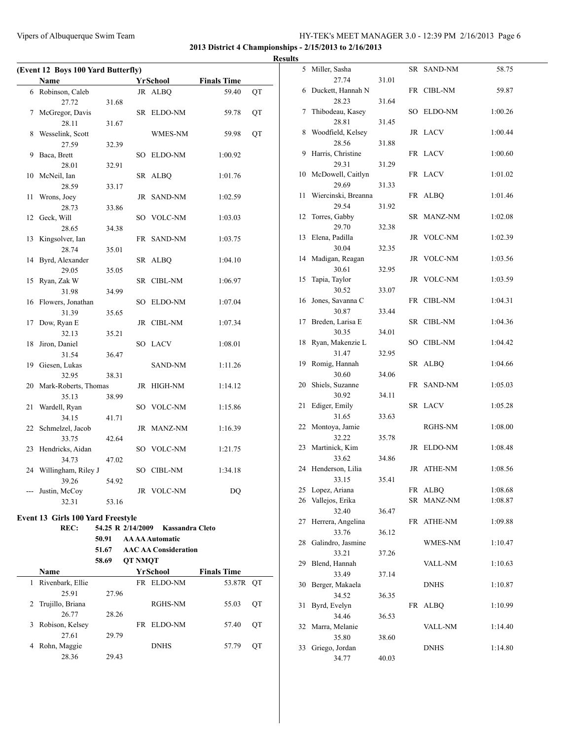## 2013 District 4 Championships - 2/15/2013 to 2/16/2013

### Results

#### (Event 12 Boys 100 Yard Butterfly)

| | Name | Yr | School | Finals Time | |
|---|---|---|---|---|---|
| 6 | Robinson, Caleb | JR | ALBQ | 59.40 | QT |
| | 27.72 31.68 | | | | |
| 7 | McGregor, Davis | SR | ELDO-NM | 59.78 | QT |
| | 28.11 31.67 | | | | |
| 8 | Wesselink, Scott | | WMES-NM | 59.98 | QT |
| | 27.59 32.39 | | | | |
| 9 | Baca, Brett | SO | ELDO-NM | 1:00.92 | |
| | 28.01 32.91 | | | | |
| 10 | McNeil, Ian | SR | ALBQ | 1:01.76 | |
| | 28.59 33.17 | | | | |
| 11 | Wrons, Joey | JR | SAND-NM | 1:02.59 | |
| | 28.73 33.86 | | | | |
| 12 | Geck, Will | SO | VOLC-NM | 1:03.03 | |
| | 28.65 34.38 | | | | |
| 13 | Kingsolver, Ian | FR | SAND-NM | 1:03.75 | |
| | 28.74 35.01 | | | | |
| 14 | Byrd, Alexander | SR | ALBQ | 1:04.10 | |
| | 29.05 35.05 | | | | |
| 15 | Ryan, Zak W | SR | CIBL-NM | 1:06.97 | |
| | 31.98 34.99 | | | | |
| 16 | Flowers, Jonathan | SO | ELDO-NM | 1:07.04 | |
| | 31.39 35.65 | | | | |
| 17 | Dow, Ryan E | JR | CIBL-NM | 1:07.34 | |
| | 32.13 35.21 | | | | |
| 18 | Jiron, Daniel | SO | LACV | 1:08.01 | |
| | 31.54 36.47 | | | | |
| 19 | Giesen, Lukas | | SAND-NM | 1:11.26 | |
| | 32.95 38.31 | | | | |
| 20 | Mark-Roberts, Thomas | JR | HIGH-NM | 1:14.12 | |
| | 35.13 38.99 | | | | |
| 21 | Wardell, Ryan | SO | VOLC-NM | 1:15.86 | |
| | 34.15 41.71 | | | | |
| 22 | Schmelzel, Jacob | JR | MANZ-NM | 1:16.39 | |
| | 33.75 42.64 | | | | |
| 23 | Hendricks, Aidan | SO | VOLC-NM | 1:21.75 | |
| | 34.73 47.02 | | | | |
| 24 | Willingham, Riley J | SO | CIBL-NM | 1:34.18 | |
| | 39.26 54.92 | | | | |
| --- | Justin, McCoy | JR | VOLC-NM | DQ | |
| | 32.31 53.16 | | | | |

#### Event 13 Girls 100 Yard Freestyle

**REC:** 54.25 R 2/14/2009 Kassandra Cleto
50.91 AA AA Automatic
51.67 AAC AA Consideration
58.69 QT NMQT

| | Name | Yr | School | Finals Time | |
|---|---|---|---|---|---|
| 1 | Rivenbark, Ellie | FR | ELDO-NM | 53.87R | QT |
| | 25.91 27.96 | | | | |
| 2 | Trujillo, Briana | | RGHS-NM | 55.03 | QT |
| | 26.77 28.26 | | | | |
| 3 | Robison, Kelsey | FR | ELDO-NM | 57.40 | QT |
| | 27.61 29.79 | | | | |
| 4 | Rohn, Maggie | | DNHS | 57.79 | QT |
| | 28.36 29.43 | | | | |
| 5 | Miller, Sasha | SR | SAND-NM | 58.75 | |
| | 27.74 31.01 | | | | |
| 6 | Duckett, Hannah N | FR | CIBL-NM | 59.87 | |
| | 28.23 31.64 | | | | |
| 7 | Thibodeau, Kasey | SO | ELDO-NM | 1:00.26 | |
| | 28.81 31.45 | | | | |
| 8 | Woodfield, Kelsey | JR | LACV | 1:00.44 | |
| | 28.56 31.88 | | | | |
| 9 | Harris, Christine | FR | LACV | 1:00.60 | |
| | 29.31 31.29 | | | | |
| 10 | McDowell, Caitlyn | FR | LACV | 1:01.02 | |
| | 29.69 31.33 | | | | |
| 11 | Wiercinski, Breanna | FR | ALBQ | 1:01.46 | |
| | 29.54 31.92 | | | | |
| 12 | Torres, Gabby | SR | MANZ-NM | 1:02.08 | |
| | 29.70 32.38 | | | | |
| 13 | Elena, Padilla | JR | VOLC-NM | 1:02.39 | |
| | 30.04 32.35 | | | | |
| 14 | Madigan, Reagan | JR | VOLC-NM | 1:03.56 | |
| | 30.61 32.95 | | | | |
| 15 | Tapia, Taylor | JR | VOLC-NM | 1:03.59 | |
| | 30.52 33.07 | | | | |
| 16 | Jones, Savanna C | FR | CIBL-NM | 1:04.31 | |
| | 30.87 33.44 | | | | |
| 17 | Breden, Larisa E | SR | CIBL-NM | 1:04.36 | |
| | 30.35 34.01 | | | | |
| 18 | Ryan, Makenzie L | SO | CIBL-NM | 1:04.42 | |
| | 31.47 32.95 | | | | |
| 19 | Romig, Hannah | SR | ALBQ | 1:04.66 | |
| | 30.60 34.06 | | | | |
| 20 | Shiels, Suzanne | FR | SAND-NM | 1:05.03 | |
| | 30.92 34.11 | | | | |
| 21 | Ediger, Emily | SR | LACV | 1:05.28 | |
| | 31.65 33.63 | | | | |
| 22 | Montoya, Jamie | | RGHS-NM | 1:08.00 | |
| | 32.22 35.78 | | | | |
| 23 | Martinick, Kim | JR | ELDO-NM | 1:08.48 | |
| | 33.62 34.86 | | | | |
| 24 | Henderson, Lilia | JR | ATHE-NM | 1:08.56 | |
| | 33.15 35.41 | | | | |
| 25 | Lopez, Ariana | FR | ALBQ | 1:08.68 | |
| 26 | Vallejos, Erika | SR | MANZ-NM | 1:08.87 | |
| | 32.40 36.47 | | | | |
| 27 | Herrera, Angelina | FR | ATHE-NM | 1:09.88 | |
| | 33.76 36.12 | | | | |
| 28 | Galindro, Jasmine | | WMES-NM | 1:10.47 | |
| | 33.21 37.26 | | | | |
| 29 | Blend, Hannah | | VALL-NM | 1:10.63 | |
| | 33.49 37.14 | | | | |
| 30 | Berger, Makaela | | DNHS | 1:10.87 | |
| | 34.52 36.35 | | | | |
| 31 | Byrd, Evelyn | FR | ALBQ | 1:10.99 | |
| | 34.46 36.53 | | | | |
| 32 | Marra, Melanie | | VALL-NM | 1:14.40 | |
| | 35.80 38.60 | | | | |
| 33 | Griego, Jordan | | DNHS | 1:14.80 | |
| | 34.77 40.03 | | | | |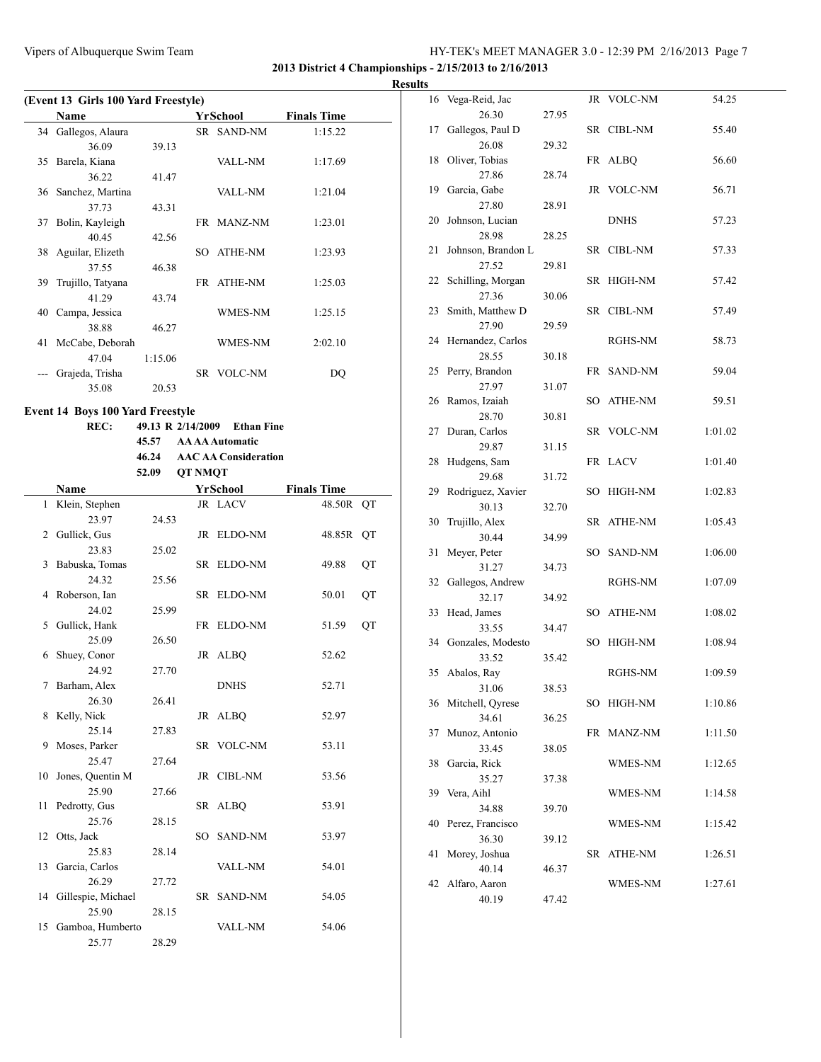**2013 District 4 Championships - 2/15/2013 to 2/16/2013**

**Results**

### (Event 13 Girls 100 Yard Freestyle)

| Place | Name | Yr | School | Finals Time | Splits |
|---|---|---|---|---|---|
| 34 | Gallegos, Alaura | SR | SAND-NM | 1:15.22 | 36.09 39.13 |
| 35 | Barela, Kiana | | VALL-NM | 1:17.69 | 36.22 41.47 |
| 36 | Sanchez, Martina | | VALL-NM | 1:21.04 | 37.73 43.31 |
| 37 | Bolin, Kayleigh | FR | MANZ-NM | 1:23.01 | 40.45 42.56 |
| 38 | Aguilar, Elizeth | SO | ATHE-NM | 1:23.93 | 37.55 46.38 |
| 39 | Trujillo, Tatyana | FR | ATHE-NM | 1:25.03 | 41.29 43.74 |
| 40 | Campa, Jessica | | WMES-NM | 1:25.15 | 38.88 46.27 |
| 41 | McCabe, Deborah | | WMES-NM | 2:02.10 | 47.04 1:15.06 |
| --- | Grajeda, Trisha | SR | VOLC-NM | DQ | 35.08 20.53 |

### Event 14 Boys 100 Yard Freestyle

REC: 49.13 R 2/14/2009 Ethan Fine
45.57 AA AA Automatic
46.24 AAC AA Consideration
52.09 QT NMQT

| Place | Name | Yr | School | Finals Time | | Splits |
|---|---|---|---|---|---|---|
| 1 | Klein, Stephen | JR | LACV | 48.50R | QT | 23.97 24.53 |
| 2 | Gullick, Gus | JR | ELDO-NM | 48.85R | QT | 23.83 25.02 |
| 3 | Babuska, Tomas | SR | ELDO-NM | 49.88 | QT | 24.32 25.56 |
| 4 | Roberson, Ian | SR | ELDO-NM | 50.01 | QT | 24.02 25.99 |
| 5 | Gullick, Hank | FR | ELDO-NM | 51.59 | QT | 25.09 26.50 |
| 6 | Shuey, Conor | JR | ALBQ | 52.62 | | 24.92 27.70 |
| 7 | Barham, Alex | | DNHS | 52.71 | | 26.30 26.41 |
| 8 | Kelly, Nick | JR | ALBQ | 52.97 | | 25.14 27.83 |
| 9 | Moses, Parker | SR | VOLC-NM | 53.11 | | 25.47 27.64 |
| 10 | Jones, Quentin M | JR | CIBL-NM | 53.56 | | 25.90 27.66 |
| 11 | Pedrotty, Gus | SR | ALBQ | 53.91 | | 25.76 28.15 |
| 12 | Otts, Jack | SO | SAND-NM | 53.97 | | 25.83 28.14 |
| 13 | Garcia, Carlos | | VALL-NM | 54.01 | | 26.29 27.72 |
| 14 | Gillespie, Michael | SR | SAND-NM | 54.05 | | 25.90 28.15 |
| 15 | Gamboa, Humberto | | VALL-NM | 54.06 | | 25.77 28.29 |
| 16 | Vega-Reid, Jac | JR | VOLC-NM | 54.25 | | 26.30 27.95 |
| 17 | Gallegos, Paul D | SR | CIBL-NM | 55.40 | | 26.08 29.32 |
| 18 | Oliver, Tobias | FR | ALBQ | 56.60 | | 27.86 28.74 |
| 19 | Garcia, Gabe | JR | VOLC-NM | 56.71 | | 27.80 28.91 |
| 20 | Johnson, Lucian | | DNHS | 57.23 | | 28.98 28.25 |
| 21 | Johnson, Brandon L | SR | CIBL-NM | 57.33 | | 27.52 29.81 |
| 22 | Schilling, Morgan | SR | HIGH-NM | 57.42 | | 27.36 30.06 |
| 23 | Smith, Matthew D | SR | CIBL-NM | 57.49 | | 27.90 29.59 |
| 24 | Hernandez, Carlos | | RGHS-NM | 58.73 | | 28.55 30.18 |
| 25 | Perry, Brandon | FR | SAND-NM | 59.04 | | 27.97 31.07 |
| 26 | Ramos, Izaiah | SO | ATHE-NM | 59.51 | | 28.70 30.81 |
| 27 | Duran, Carlos | SR | VOLC-NM | 1:01.02 | | 29.87 31.15 |
| 28 | Hudgens, Sam | FR | LACV | 1:01.40 | | 29.68 31.72 |
| 29 | Rodriguez, Xavier | SO | HIGH-NM | 1:02.83 | | 30.13 32.70 |
| 30 | Trujillo, Alex | SR | ATHE-NM | 1:05.43 | | 30.44 34.99 |
| 31 | Meyer, Peter | SO | SAND-NM | 1:06.00 | | 31.27 34.73 |
| 32 | Gallegos, Andrew | | RGHS-NM | 1:07.09 | | 32.17 34.92 |
| 33 | Head, James | SO | ATHE-NM | 1:08.02 | | 33.55 34.47 |
| 34 | Gonzales, Modesto | SO | HIGH-NM | 1:08.94 | | 33.52 35.42 |
| 35 | Abalos, Ray | | RGHS-NM | 1:09.59 | | 31.06 38.53 |
| 36 | Mitchell, Qyrese | SO | HIGH-NM | 1:10.86 | | 34.61 36.25 |
| 37 | Munoz, Antonio | FR | MANZ-NM | 1:11.50 | | 33.45 38.05 |
| 38 | Garcia, Rick | | WMES-NM | 1:12.65 | | 35.27 37.38 |
| 39 | Vera, Aihl | | WMES-NM | 1:14.58 | | 34.88 39.70 |
| 40 | Perez, Francisco | | WMES-NM | 1:15.42 | | 36.30 39.12 |
| 41 | Morey, Joshua | SR | ATHE-NM | 1:26.51 | | 40.14 46.37 |
| 42 | Alfaro, Aaron | | WMES-NM | 1:27.61 | | 40.19 47.42 |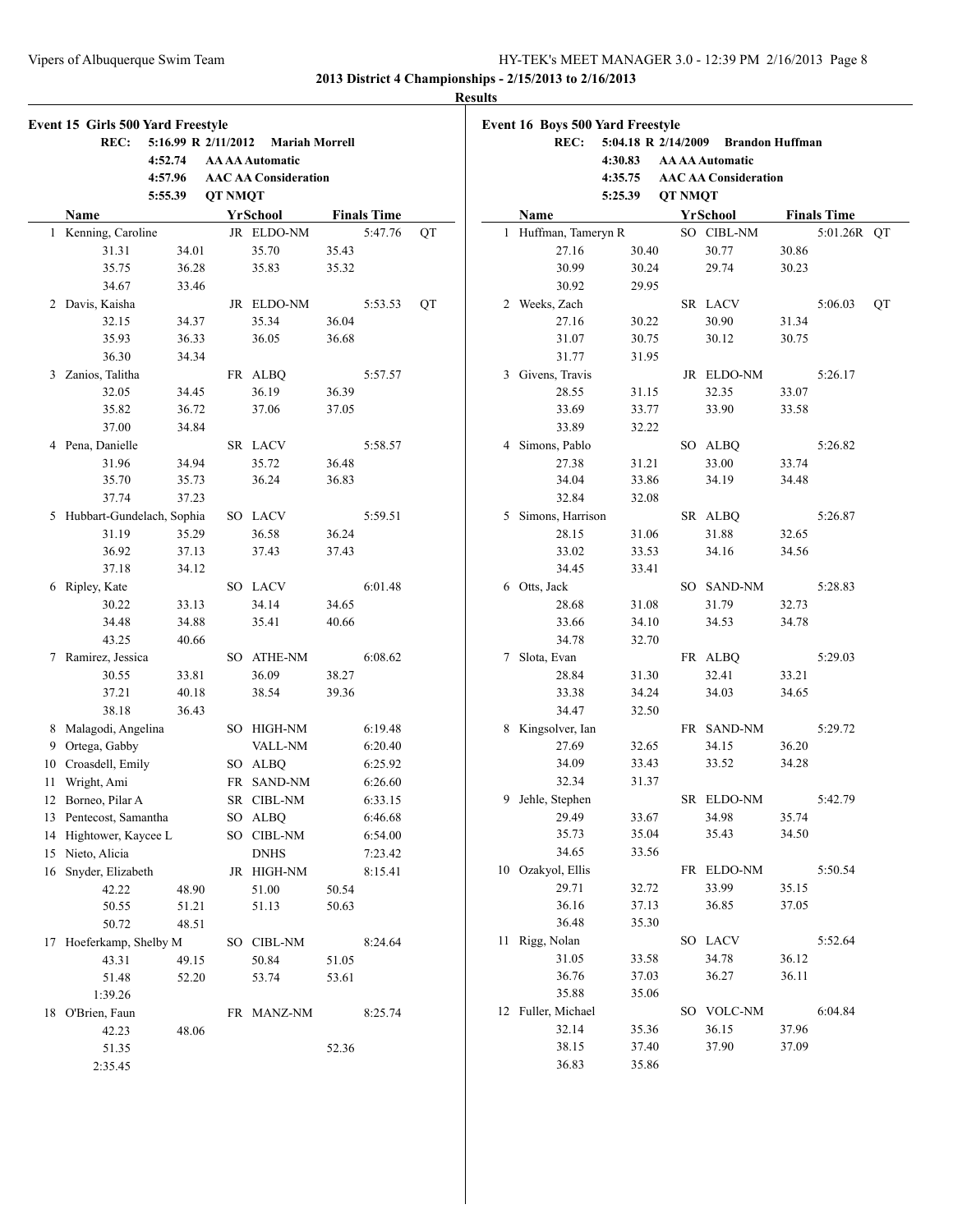**2013 District 4 Championships - 2/15/2013 to 2/16/2013**

**Results**

## Event 15 Girls 500 Yard Freestyle

| REC: | 5:16.99 R 2/11/2012 | Mariah Morrell |
|---|---|---|
| | 4:52.74 | AA AA Automatic |
| | 4:57.96 | AAC AA Consideration |
| | 5:55.39 | QT NMQT |

| | Name | Yr | School | Finals Time | |
|---|---|---|---|---|---|
| 1 | Kenning, Caroline | JR | ELDO-NM | 5:47.76 | QT |
| | 31.31 34.01 35.70 35.43 35.75 36.28 35.83 35.32 34.67 33.46 | | | | |
| 2 | Davis, Kaisha | JR | ELDO-NM | 5:53.53 | QT |
| | 32.15 34.37 35.34 36.04 35.93 36.33 36.05 36.68 36.30 34.34 | | | | |
| 3 | Zanios, Talitha | FR | ALBQ | 5:57.57 | |
| | 32.05 34.45 36.19 36.39 35.82 36.72 37.06 37.05 37.00 34.84 | | | | |
| 4 | Pena, Danielle | SR | LACV | 5:58.57 | |
| | 31.96 34.94 35.72 36.48 35.70 35.73 36.24 36.83 37.74 37.23 | | | | |
| 5 | Hubbart-Gundelach, Sophia | SO | LACV | 5:59.51 | |
| | 31.19 35.29 36.58 36.24 36.92 37.13 37.43 37.43 37.18 34.12 | | | | |
| 6 | Ripley, Kate | SO | LACV | 6:01.48 | |
| | 30.22 33.13 34.14 34.65 34.48 34.88 35.41 40.66 43.25 40.66 | | | | |
| 7 | Ramirez, Jessica | SO | ATHE-NM | 6:08.62 | |
| | 30.55 33.81 36.09 38.27 37.21 40.18 38.54 39.36 38.18 36.43 | | | | |
| 8 | Malagodi, Angelina | SO | HIGH-NM | 6:19.48 | |
| 9 | Ortega, Gabby | | VALL-NM | 6:20.40 | |
| 10 | Croasdell, Emily | SO | ALBQ | 6:25.92 | |
| 11 | Wright, Ami | FR | SAND-NM | 6:26.60 | |
| 12 | Borneo, Pilar A | SR | CIBL-NM | 6:33.15 | |
| 13 | Pentecost, Samantha | SO | ALBQ | 6:46.68 | |
| 14 | Hightower, Kaycee L | SO | CIBL-NM | 6:54.00 | |
| 15 | Nieto, Alicia | | DNHS | 7:23.42 | |
| 16 | Snyder, Elizabeth | JR | HIGH-NM | 8:15.41 | |
| | 42.22 48.90 51.00 50.54 50.55 51.21 51.13 50.63 50.72 48.51 | | | | |
| 17 | Hoeferkamp, Shelby M | SO | CIBL-NM | 8:24.64 | |
| | 43.31 49.15 50.84 51.05 51.48 52.20 53.74 53.61 1:39.26 | | | | |
| 18 | O'Brien, Faun | FR | MANZ-NM | 8:25.74 | |
| | 42.23 48.06 51.35 52.36 2:35.45 | | | | |

## Event 16 Boys 500 Yard Freestyle

| REC: | 5:04.18 R 2/14/2009 | Brandon Huffman |
|---|---|---|
| | 4:30.83 | AA AA Automatic |
| | 4:35.75 | AAC AA Consideration |
| | 5:25.39 | QT NMQT |

| | Name | Yr | School | Finals Time | |
|---|---|---|---|---|---|
| 1 | Huffman, Tameryn R | SO | CIBL-NM | 5:01.26R | QT |
| | 27.16 30.40 30.77 30.86 30.99 30.24 29.74 30.23 30.92 29.95 | | | | |
| 2 | Weeks, Zach | SR | LACV | 5:06.03 | QT |
| | 27.16 30.22 30.90 31.34 31.07 30.75 30.12 30.75 31.77 31.95 | | | | |
| 3 | Givens, Travis | JR | ELDO-NM | 5:26.17 | |
| | 28.55 31.15 32.35 33.07 33.69 33.77 33.90 33.58 33.89 32.22 | | | | |
| 4 | Simons, Pablo | SO | ALBQ | 5:26.82 | |
| | 27.38 31.21 33.00 33.74 34.04 33.86 34.19 34.48 32.84 32.08 | | | | |
| 5 | Simons, Harrison | SR | ALBQ | 5:26.87 | |
| | 28.15 31.06 31.88 32.65 33.02 33.53 34.16 34.56 34.45 33.41 | | | | |
| 6 | Otts, Jack | SO | SAND-NM | 5:28.83 | |
| | 28.68 31.08 31.79 32.73 33.66 34.10 34.53 34.78 34.78 32.70 | | | | |
| 7 | Slota, Evan | FR | ALBQ | 5:29.03 | |
| | 28.84 31.30 32.41 33.21 33.38 34.24 34.03 34.65 34.47 32.50 | | | | |
| 8 | Kingsolver, Ian | FR | SAND-NM | 5:29.72 | |
| | 27.69 32.65 34.15 36.20 34.09 33.43 33.52 34.28 32.34 31.37 | | | | |
| 9 | Jehle, Stephen | SR | ELDO-NM | 5:42.79 | |
| | 29.49 33.67 34.98 35.74 35.73 35.04 35.43 34.50 34.65 33.56 | | | | |
| 10 | Ozakyol, Ellis | FR | ELDO-NM | 5:50.54 | |
| | 29.71 32.72 33.99 35.15 36.16 37.13 36.85 37.05 36.48 35.30 | | | | |
| 11 | Rigg, Nolan | SO | LACV | 5:52.64 | |
| | 31.05 33.58 34.78 36.12 36.76 37.03 36.27 36.11 35.88 35.06 | | | | |
| 12 | Fuller, Michael | SO | VOLC-NM | 6:04.84 | |
| | 32.14 35.36 36.15 37.96 38.15 37.40 37.90 37.09 36.83 35.86 | | | | |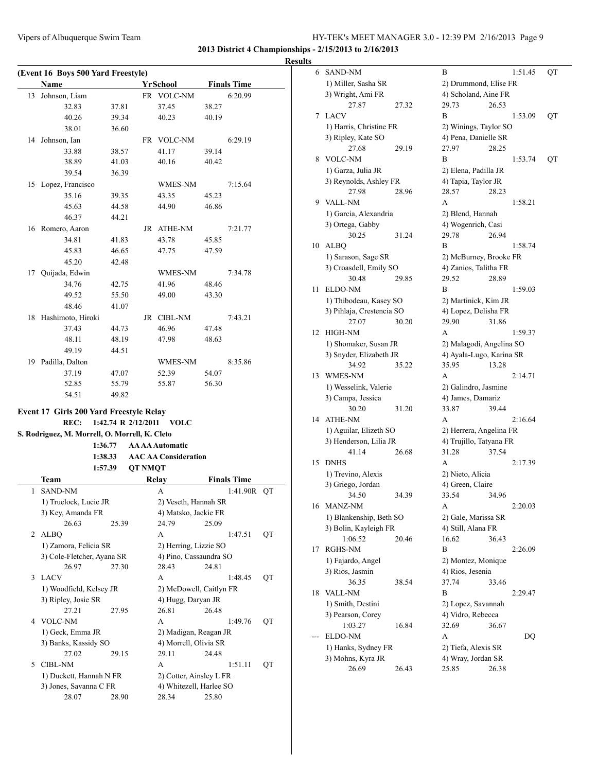**2013 District 4 Championships - 2/15/2013 to 2/16/2013**

**Results**

### (Event 16 Boys 500 Yard Freestyle)

| | Name | Yr | School | Finals Time |
|---|---|---|---|---|
| 13 | Johnson, Liam | FR | VOLC-NM | 6:20.99 |
| | 32.83 37.81 37.45 38.27 40.26 39.34 40.23 40.19 38.01 36.60 | | | |
| 14 | Johnson, Ian | FR | VOLC-NM | 6:29.19 |
| | 33.88 38.57 41.17 39.14 38.89 41.03 40.16 40.42 39.54 36.39 | | | |
| 15 | Lopez, Francisco | | WMES-NM | 7:15.64 |
| | 35.16 39.35 43.35 45.23 45.63 44.58 44.90 46.86 46.37 44.21 | | | |
| 16 | Romero, Aaron | JR | ATHE-NM | 7:21.77 |
| | 34.81 41.83 43.78 45.85 45.83 46.65 47.75 47.59 45.20 42.48 | | | |
| 17 | Quijada, Edwin | | WMES-NM | 7:34.78 |
| | 34.76 42.75 41.96 48.46 49.52 55.50 49.00 43.30 48.46 41.07 | | | |
| 18 | Hashimoto, Hiroki | JR | CIBL-NM | 7:43.21 |
| | 37.43 44.73 46.96 47.48 48.11 48.19 47.98 48.63 49.19 44.51 | | | |
| 19 | Padilla, Dalton | | WMES-NM | 8:35.86 |
| | 37.19 47.07 52.39 54.07 52.85 55.79 55.87 56.30 54.51 49.82 | | | |

### Event 17 Girls 200 Yard Freestyle Relay

REC: 1:42.74 R 2/12/2011 VOLC
S. Rodriguez, M. Morrell, O. Morrell, K. Cleto

1:36.77 AA AA Automatic
1:38.33 AAC AA Consideration
1:57.39 QT NMQT

| | Team | Relay | Finals Time | |
|---|---|---|---|---|
| 1 | SAND-NM | A | 1:41.90R | QT |
| | 1) Truelock, Lucie JR; 2) Veseth, Hannah SR; 3) Key, Amanda FR; 4) Matsko, Jackie FR | | | |
| | 26.63 25.39 24.79 25.09 | | | |
| 2 | ALBQ | A | 1:47.51 | QT |
| | 1) Zamora, Felicia SR; 2) Herring, Lizzie SO; 3) Cole-Fletcher, Ayana SR; 4) Pino, Cassaundra SO | | | |
| | 26.97 27.30 28.43 24.81 | | | |
| 3 | LACV | A | 1:48.45 | QT |
| | 1) Woodfield, Kelsey JR; 2) McDowell, Caitlyn FR; 3) Ripley, Josie SR; 4) Hugg, Daryan JR | | | |
| | 27.21 27.95 26.81 26.48 | | | |
| 4 | VOLC-NM | A | 1:49.76 | QT |
| | 1) Geck, Emma JR; 2) Madigan, Reagan JR; 3) Banks, Kassidy SO; 4) Morrell, Olivia SR | | | |
| | 27.02 29.15 29.11 24.48 | | | |
| 5 | CIBL-NM | A | 1:51.11 | QT |
| | 1) Duckett, Hannah N FR; 2) Cotter, Ainsley L FR; 3) Jones, Savanna C FR; 4) Whitezell, Harlee SO | | | |
| | 28.07 28.90 28.34 25.80 | | | |
| 6 | SAND-NM | B | 1:51.45 | QT |
| | 1) Miller, Sasha SR; 2) Drummond, Elise FR; 3) Wright, Ami FR; 4) Scholand, Aine FR | | | |
| | 27.87 27.32 29.73 26.53 | | | |
| 7 | LACV | B | 1:53.09 | QT |
| | 1) Harris, Christine FR; 2) Winings, Taylor SO; 3) Ripley, Kate SO; 4) Pena, Danielle SR | | | |
| | 27.68 29.19 27.97 28.25 | | | |
| 8 | VOLC-NM | B | 1:53.74 | QT |
| | 1) Garza, Julia JR; 2) Elena, Padilla JR; 3) Reynolds, Ashley FR; 4) Tapia, Taylor JR | | | |
| | 27.98 28.96 28.57 28.23 | | | |
| 9 | VALL-NM | A | 1:58.21 | |
| | 1) Garcia, Alexandria; 2) Blend, Hannah; 3) Ortega, Gabby; 4) Wogenrich, Casi | | | |
| | 30.25 31.24 29.78 26.94 | | | |
| 10 | ALBQ | B | 1:58.74 | |
| | 1) Sarason, Sage SR; 2) McBurney, Brooke FR; 3) Croasdell, Emily SO; 4) Zanios, Talitha FR | | | |
| | 30.48 29.85 29.52 28.89 | | | |
| 11 | ELDO-NM | B | 1:59.03 | |
| | 1) Thibodeau, Kasey SO; 2) Martinick, Kim JR; 3) Pihlaja, Crestencia SO; 4) Lopez, Delisha FR | | | |
| | 27.07 30.20 29.90 31.86 | | | |
| 12 | HIGH-NM | A | 1:59.37 | |
| | 1) Shomaker, Susan JR; 2) Malagodi, Angelina SO; 3) Snyder, Elizabeth JR; 4) Ayala-Lugo, Karina SR | | | |
| | 34.92 35.22 35.95 13.28 | | | |
| 13 | WMES-NM | A | 2:14.71 | |
| | 1) Wesselink, Valerie; 2) Galindro, Jasmine; 3) Campa, Jessica; 4) James, Damariz | | | |
| | 30.20 31.20 33.87 39.44 | | | |
| 14 | ATHE-NM | A | 2:16.64 | |
| | 1) Aguilar, Elizeth SO; 2) Herrera, Angelina FR; 3) Henderson, Lilia JR; 4) Trujillo, Tatyana FR | | | |
| | 41.14 26.68 31.28 37.54 | | | |
| 15 | DNHS | A | 2:17.39 | |
| | 1) Trevino, Alexis; 2) Nieto, Alicia; 3) Griego, Jordan; 4) Green, Claire | | | |
| | 34.50 34.39 33.54 34.96 | | | |
| 16 | MANZ-NM | A | 2:20.03 | |
| | 1) Blankenship, Beth SO; 2) Gale, Marissa SR; 3) Bolin, Kayleigh FR; 4) Still, Alana FR | | | |
| | 1:06.52 20.46 16.62 36.43 | | | |
| 17 | RGHS-NM | B | 2:26.09 | |
| | 1) Fajardo, Angel; 2) Montez, Monique; 3) Rios, Jasmin; 4) Rios, Jesenia | | | |
| | 36.35 38.54 37.74 33.46 | | | |
| 18 | VALL-NM | B | 2:29.47 | |
| | 1) Smith, Destini; 2) Lopez, Savannah; 3) Pearson, Corey; 4) Vidro, Rebecca | | | |
| | 1:03.27 16.84 32.69 36.67 | | | |
| --- | ELDO-NM | A | DQ | |
| | 1) Hanks, Sydney FR; 2) Tiefa, Alexis SR; 3) Mohns, Kyra JR; 4) Wray, Jordan SR | | | |
| | 26.69 26.43 25.85 26.38 | | | |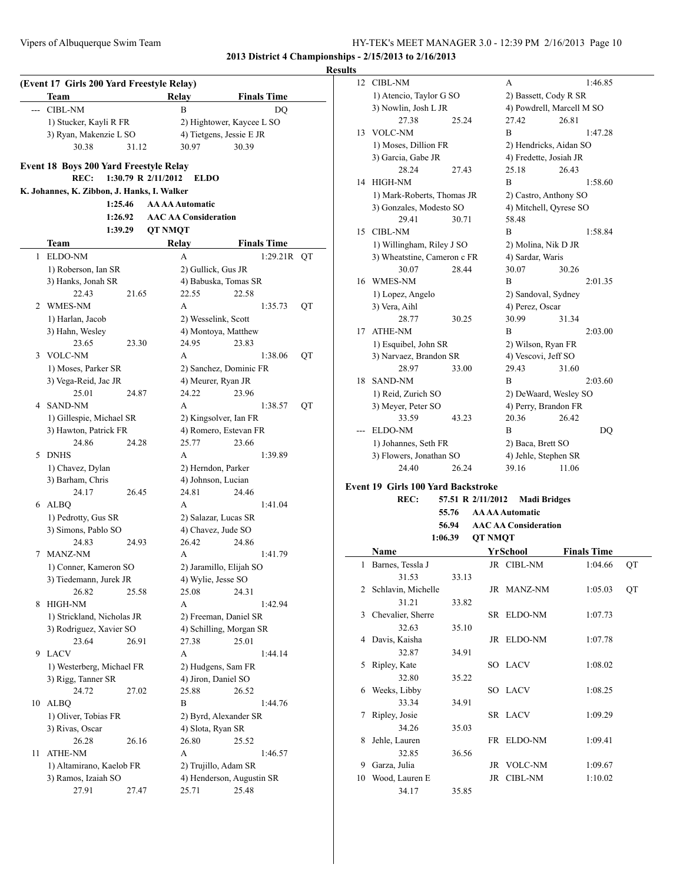**2013 District 4 Championships - 2/15/2013 to 2/16/2013**

**Results**

### (Event 17 Girls 200 Yard Freestyle Relay)

| | Team | Relay | Finals Time | |
|---|---|---|---|---|
| --- | CIBL-NM | B | DQ | |
| | 1) Stucker, Kayli R FR | 2) Hightower, Kaycee L SO | | |
| | 3) Ryan, Makenzie L SO | 4) Tietgens, Jessie E JR | | |
| | 30.38 31.12 | 30.97 30.39 | | |

### Event 18 Boys 200 Yard Freestyle Relay

REC: 1:30.79 R 2/11/2012 ELDO
K. Johannes, K. Zibbon, J. Hanks, I. Walker
1:25.46 AA AA Automatic
1:26.92 AAC AA Consideration
1:39.29 QT NMQT

| | Team | Relay | Finals Time | |
|---|---|---|---|---|
| 1 | ELDO-NM | A | 1:29.21R | QT |
| | 1) Roberson, Ian SR | 2) Gullick, Gus JR | | |
| | 3) Hanks, Jonah SR | 4) Babuska, Tomas SR | | |
| | 22.43 21.65 | 22.55 22.58 | | |
| 2 | WMES-NM | A | 1:35.73 | QT |
| | 1) Harlan, Jacob | 2) Wesselink, Scott | | |
| | 3) Hahn, Wesley | 4) Montoya, Matthew | | |
| | 23.65 23.30 | 24.95 23.83 | | |
| 3 | VOLC-NM | A | 1:38.06 | QT |
| | 1) Moses, Parker SR | 2) Sanchez, Dominic FR | | |
| | 3) Vega-Reid, Jac JR | 4) Meurer, Ryan JR | | |
| | 25.01 24.87 | 24.22 23.96 | | |
| 4 | SAND-NM | A | 1:38.57 | QT |
| | 1) Gillespie, Michael SR | 2) Kingsolver, Ian FR | | |
| | 3) Hawton, Patrick FR | 4) Romero, Estevan FR | | |
| | 24.86 24.28 | 25.77 23.66 | | |
| 5 | DNHS | A | 1:39.89 | |
| | 1) Chavez, Dylan | 2) Herndon, Parker | | |
| | 3) Barham, Chris | 4) Johnson, Lucian | | |
| | 24.17 26.45 | 24.81 24.46 | | |
| 6 | ALBQ | A | 1:41.04 | |
| | 1) Pedrotty, Gus SR | 2) Salazar, Lucas SR | | |
| | 3) Simons, Pablo SO | 4) Chavez, Jude SO | | |
| | 24.83 24.93 | 26.42 24.86 | | |
| 7 | MANZ-NM | A | 1:41.79 | |
| | 1) Conner, Kameron SO | 2) Jaramillo, Elijah SO | | |
| | 3) Tiedemann, Jurek JR | 4) Wylie, Jesse SO | | |
| | 26.82 25.58 | 25.08 24.31 | | |
| 8 | HIGH-NM | A | 1:42.94 | |
| | 1) Strickland, Nicholas JR | 2) Freeman, Daniel SR | | |
| | 3) Rodriguez, Xavier SO | 4) Schilling, Morgan SR | | |
| | 23.64 26.91 | 27.38 25.01 | | |
| 9 | LACV | A | 1:44.14 | |
| | 1) Westerberg, Michael FR | 2) Hudgens, Sam FR | | |
| | 3) Rigg, Tanner SR | 4) Jiron, Daniel SO | | |
| | 24.72 27.02 | 25.88 26.52 | | |
| 10 | ALBQ | B | 1:44.76 | |
| | 1) Oliver, Tobias FR | 2) Byrd, Alexander SR | | |
| | 3) Rivas, Oscar | 4) Slota, Ryan SR | | |
| | 26.28 26.16 | 26.80 25.52 | | |
| 11 | ATHE-NM | A | 1:46.57 | |
| | 1) Altamirano, Kaelob FR | 2) Trujillo, Adam SR | | |
| | 3) Ramos, Izaiah SO | 4) Henderson, Augustin SR | | |
| | 27.91 27.47 | 25.71 25.48 | | |
| 12 | CIBL-NM | A | 1:46.85 | |
| | 1) Atencio, Taylor G SO | 2) Bassett, Cody R SR | | |
| | 3) Nowlin, Josh L JR | 4) Powdrell, Marcell M SO | | |
| | 27.38 25.24 | 27.42 26.81 | | |
| 13 | VOLC-NM | B | 1:47.28 | |
| | 1) Moses, Dillion FR | 2) Hendricks, Aidan SO | | |
| | 3) Garcia, Gabe JR | 4) Fredette, Josiah JR | | |
| | 28.24 27.43 | 25.18 26.43 | | |
| 14 | HIGH-NM | B | 1:58.60 | |
| | 1) Mark-Roberts, Thomas JR | 2) Castro, Anthony SO | | |
| | 3) Gonzales, Modesto SO | 4) Mitchell, Qyrese SO | | |
| | 29.41 30.71 | 58.48 | | |
| 15 | CIBL-NM | B | 1:58.84 | |
| | 1) Willingham, Riley J SO | 2) Molina, Nik D JR | | |
| | 3) Wheatstine, Cameron c FR | 4) Sardar, Waris | | |
| | 30.07 28.44 | 30.07 30.26 | | |
| 16 | WMES-NM | B | 2:01.35 | |
| | 1) Lopez, Angelo | 2) Sandoval, Sydney | | |
| | 3) Vera, Aihl | 4) Perez, Oscar | | |
| | 28.77 30.25 | 30.99 31.34 | | |
| 17 | ATHE-NM | B | 2:03.00 | |
| | 1) Esquibel, John SR | 2) Wilson, Ryan FR | | |
| | 3) Narvaez, Brandon SR | 4) Vescovi, Jeff SO | | |
| | 28.97 33.00 | 29.43 31.60 | | |
| 18 | SAND-NM | B | 2:03.60 | |
| | 1) Reid, Zurich SO | 2) DeWaard, Wesley SO | | |
| | 3) Meyer, Peter SO | 4) Perry, Brandon FR | | |
| | 33.59 43.23 | 20.36 26.42 | | |
| --- | ELDO-NM | B | DQ | |
| | 1) Johannes, Seth FR | 2) Baca, Brett SO | | |
| | 3) Flowers, Jonathan SO | 4) Jehle, Stephen SR | | |
| | 24.40 26.24 | 39.16 11.06 | | |

### Event 19 Girls 100 Yard Backstroke

REC: 57.51 R 2/11/2012 Madi Bridges
55.76 AA AA Automatic
56.94 AAC AA Consideration
1:06.39 QT NMQT

| | Name | Yr | School | Finals Time | |
|---|---|---|---|---|---|
| 1 | Barnes, Tessla J | JR | CIBL-NM | 1:04.66 | QT |
| | 31.53 33.13 | | | | |
| 2 | Schlavin, Michelle | JR | MANZ-NM | 1:05.03 | QT |
| | 31.21 33.82 | | | | |
| 3 | Chevalier, Sherre | SR | ELDO-NM | 1:07.73 | |
| | 32.63 35.10 | | | | |
| 4 | Davis, Kaisha | JR | ELDO-NM | 1:07.78 | |
| | 32.87 34.91 | | | | |
| 5 | Ripley, Kate | SO | LACV | 1:08.02 | |
| | 32.80 35.22 | | | | |
| 6 | Weeks, Libby | SO | LACV | 1:08.25 | |
| | 33.34 34.91 | | | | |
| 7 | Ripley, Josie | SR | LACV | 1:09.29 | |
| | 34.26 35.03 | | | | |
| 8 | Jehle, Lauren | FR | ELDO-NM | 1:09.41 | |
| | 32.85 36.56 | | | | |
| 9 | Garza, Julia | JR | VOLC-NM | 1:09.67 | |
| 10 | Wood, Lauren E | JR | CIBL-NM | 1:10.02 | |
| | 34.17 35.85 | | | | |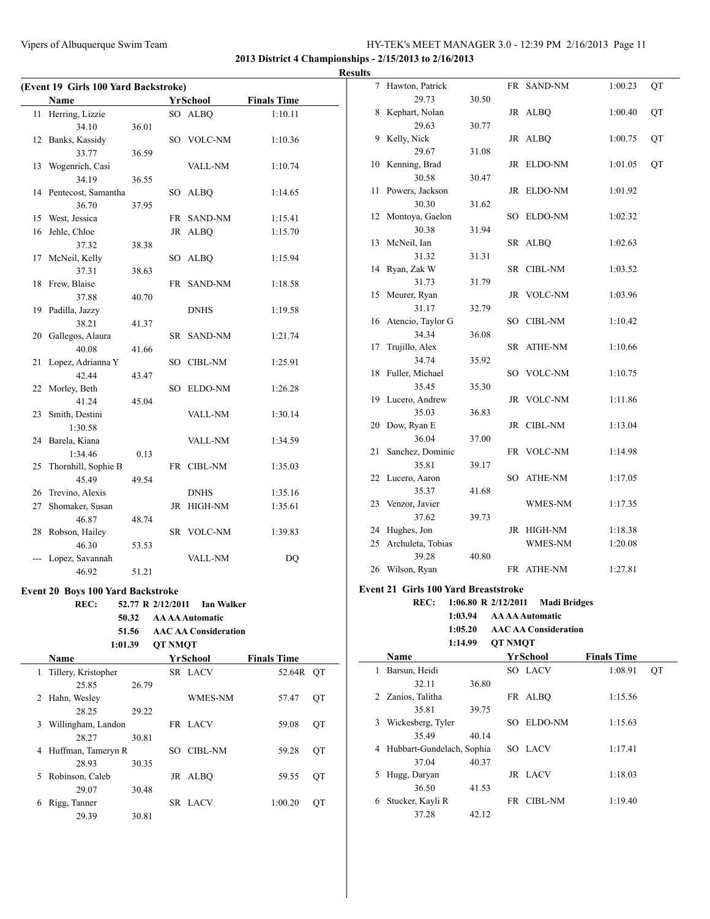## 2013 District 4 Championships - 2/15/2013 to 2/16/2013

### Results

#### (Event 19 Girls 100 Yard Backstroke)

| | Name | Yr | School | Finals Time | |
|---|---|---|---|---|---|
| 11 | Herring, Lizzie | SO | ALBQ | 1:10.11 | |
| | 34.10 | 36.01 | | | |
| 12 | Banks, Kassidy | SO | VOLC-NM | 1:10.36 | |
| | 33.77 | 36.59 | | | |
| 13 | Wogenrich, Casi | | VALL-NM | 1:10.74 | |
| | 34.19 | 36.55 | | | |
| 14 | Pentecost, Samantha | SO | ALBQ | 1:14.65 | |
| | 36.70 | 37.95 | | | |
| 15 | West, Jessica | FR | SAND-NM | 1:15.41 | |
| 16 | Jehle, Chloe | JR | ALBQ | 1:15.70 | |
| | 37.32 | 38.38 | | | |
| 17 | McNeil, Kelly | SO | ALBQ | 1:15.94 | |
| | 37.31 | 38.63 | | | |
| 18 | Frew, Blaise | FR | SAND-NM | 1:18.58 | |
| | 37.88 | 40.70 | | | |
| 19 | Padilla, Jazzy | | DNHS | 1:19.58 | |
| | 38.21 | 41.37 | | | |
| 20 | Gallegos, Alaura | SR | SAND-NM | 1:21.74 | |
| | 40.08 | 41.66 | | | |
| 21 | Lopez, Adrianna Y | SO | CIBL-NM | 1:25.91 | |
| | 42.44 | 43.47 | | | |
| 22 | Morley, Beth | SO | ELDO-NM | 1:26.28 | |
| | 41.24 | 45.04 | | | |
| 23 | Smith, Destini | | VALL-NM | 1:30.14 | |
| | 1:30.58 | | | | |
| 24 | Barela, Kiana | | VALL-NM | 1:34.59 | |
| | 1:34.46 | 0.13 | | | |
| 25 | Thornhill, Sophie B | FR | CIBL-NM | 1:35.03 | |
| | 45.49 | 49.54 | | | |
| 26 | Trevino, Alexis | | DNHS | 1:35.16 | |
| 27 | Shomaker, Susan | JR | HIGH-NM | 1:35.61 | |
| | 46.87 | 48.74 | | | |
| 28 | Robson, Hailey | SR | VOLC-NM | 1:39.83 | |
| | 46.30 | 53.53 | | | |
| --- | Lopez, Savannah | | VALL-NM | DQ | |
| | 46.92 | 51.21 | | | |

#### Event 20 Boys 100 Yard Backstroke

REC: 52.77 R 2/12/2011 Ian Walker
50.32 AA AA Automatic
51.56 AAC AA Consideration
1:01.39 QT NMQT

| | Name | Yr | School | Finals Time | |
|---|---|---|---|---|---|
| 1 | Tillery, Kristopher | SR | LACV | 52.64R | QT |
| | 25.85 | 26.79 | | | |
| 2 | Hahn, Wesley | | WMES-NM | 57.47 | QT |
| | 28.25 | 29.22 | | | |
| 3 | Willingham, Landon | FR | LACV | 59.08 | QT |
| | 28.27 | 30.81 | | | |
| 4 | Huffman, Tameryn R | SO | CIBL-NM | 59.28 | QT |
| | 28.93 | 30.35 | | | |
| 5 | Robinson, Caleb | JR | ALBQ | 59.55 | QT |
| | 29.07 | 30.48 | | | |
| 6 | Rigg, Tanner | SR | LACV | 1:00.20 | QT |
| | 29.39 | 30.81 | | | |
| 7 | Hawton, Patrick | FR | SAND-NM | 1:00.23 | QT |
| | 29.73 | 30.50 | | | |
| 8 | Kephart, Nolan | JR | ALBQ | 1:00.40 | QT |
| | 29.63 | 30.77 | | | |
| 9 | Kelly, Nick | JR | ALBQ | 1:00.75 | QT |
| | 29.67 | 31.08 | | | |
| 10 | Kenning, Brad | JR | ELDO-NM | 1:01.05 | QT |
| | 30.58 | 30.47 | | | |
| 11 | Powers, Jackson | JR | ELDO-NM | 1:01.92 | |
| | 30.30 | 31.62 | | | |
| 12 | Montoya, Gaelon | SO | ELDO-NM | 1:02.32 | |
| | 30.38 | 31.94 | | | |
| 13 | McNeil, Ian | SR | ALBQ | 1:02.63 | |
| | 31.32 | 31.31 | | | |
| 14 | Ryan, Zak W | SR | CIBL-NM | 1:03.52 | |
| | 31.73 | 31.79 | | | |
| 15 | Meurer, Ryan | JR | VOLC-NM | 1:03.96 | |
| | 31.17 | 32.79 | | | |
| 16 | Atencio, Taylor G | SO | CIBL-NM | 1:10.42 | |
| | 34.34 | 36.08 | | | |
| 17 | Trujillo, Alex | SR | ATHE-NM | 1:10.66 | |
| | 34.74 | 35.92 | | | |
| 18 | Fuller, Michael | SO | VOLC-NM | 1:10.75 | |
| | 35.45 | 35.30 | | | |
| 19 | Lucero, Andrew | JR | VOLC-NM | 1:11.86 | |
| | 35.03 | 36.83 | | | |
| 20 | Dow, Ryan E | JR | CIBL-NM | 1:13.04 | |
| | 36.04 | 37.00 | | | |
| 21 | Sanchez, Dominic | FR | VOLC-NM | 1:14.98 | |
| | 35.81 | 39.17 | | | |
| 22 | Lucero, Aaron | SO | ATHE-NM | 1:17.05 | |
| | 35.37 | 41.68 | | | |
| 23 | Venzor, Javier | | WMES-NM | 1:17.35 | |
| | 37.62 | 39.73 | | | |
| 24 | Hughes, Jon | JR | HIGH-NM | 1:18.38 | |
| 25 | Archuleta, Tobias | | WMES-NM | 1:20.08 | |
| | 39.28 | 40.80 | | | |
| 26 | Wilson, Ryan | FR | ATHE-NM | 1:27.81 | |

#### Event 21 Girls 100 Yard Breaststroke

REC: 1:06.80 R 2/12/2011 Madi Bridges
1:03.94 AA AA Automatic
1:05.20 AAC AA Consideration
1:14.99 QT NMQT

| | Name | Yr | School | Finals Time | |
|---|---|---|---|---|---|
| 1 | Barsun, Heidi | SO | LACV | 1:08.91 | QT |
| | 32.11 | 36.80 | | | |
| 2 | Zanios, Talitha | FR | ALBQ | 1:15.56 | |
| | 35.81 | 39.75 | | | |
| 3 | Wickesberg, Tyler | SO | ELDO-NM | 1:15.63 | |
| | 35.49 | 40.14 | | | |
| 4 | Hubbart-Gundelach, Sophia | SO | LACV | 1:17.41 | |
| | 37.04 | 40.37 | | | |
| 5 | Hugg, Daryan | JR | LACV | 1:18.03 | |
| | 36.50 | 41.53 | | | |
| 6 | Stucker, Kayli R | FR | CIBL-NM | 1:19.40 | |
| | 37.28 | 42.12 | | | |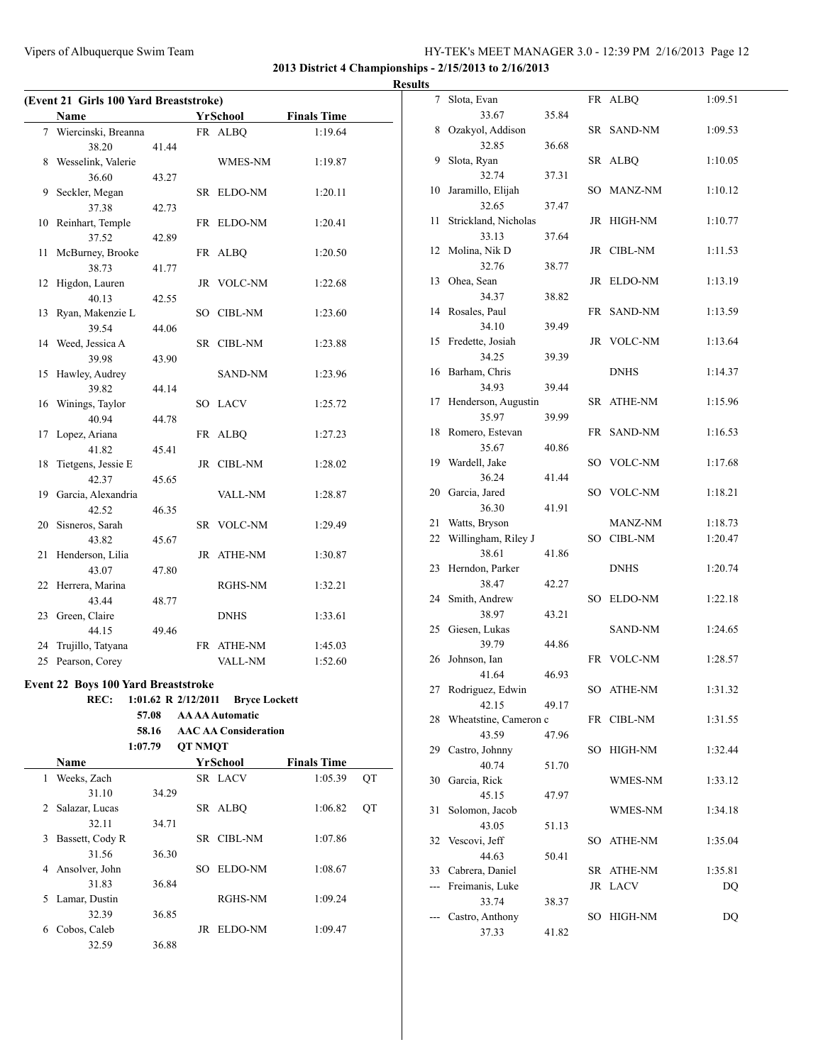**2013 District 4 Championships - 2/15/2013 to 2/16/2013**

**Results**

**(Event 21 Girls 100 Yard Breaststroke)**

| | Name | Yr | School | Finals Time | Splits |
|---|---|---|---|---|---|
| 7 | Wiercinski, Breanna | FR | ALBQ | 1:19.64 | 38.20 41.44 |
| 8 | Wesselink, Valerie | | WMES-NM | 1:19.87 | 36.60 43.27 |
| 9 | Seckler, Megan | SR | ELDO-NM | 1:20.11 | 37.38 42.73 |
| 10 | Reinhart, Temple | FR | ELDO-NM | 1:20.41 | 37.52 42.89 |
| 11 | McBurney, Brooke | FR | ALBQ | 1:20.50 | 38.73 41.77 |
| 12 | Higdon, Lauren | JR | VOLC-NM | 1:22.68 | 40.13 42.55 |
| 13 | Ryan, Makenzie L | SO | CIBL-NM | 1:23.60 | 39.54 44.06 |
| 14 | Weed, Jessica A | SR | CIBL-NM | 1:23.88 | 39.98 43.90 |
| 15 | Hawley, Audrey | | SAND-NM | 1:23.96 | 39.82 44.14 |
| 16 | Winings, Taylor | SO | LACV | 1:25.72 | 40.94 44.78 |
| 17 | Lopez, Ariana | FR | ALBQ | 1:27.23 | 41.82 45.41 |
| 18 | Tietgens, Jessie E | JR | CIBL-NM | 1:28.02 | 42.37 45.65 |
| 19 | Garcia, Alexandria | | VALL-NM | 1:28.87 | 42.52 46.35 |
| 20 | Sisneros, Sarah | SR | VOLC-NM | 1:29.49 | 43.82 45.67 |
| 21 | Henderson, Lilia | JR | ATHE-NM | 1:30.87 | 43.07 47.80 |
| 22 | Herrera, Marina | | RGHS-NM | 1:32.21 | 43.44 48.77 |
| 23 | Green, Claire | | DNHS | 1:33.61 | 44.15 49.46 |
| 24 | Trujillo, Tatyana | FR | ATHE-NM | 1:45.03 | |
| 25 | Pearson, Corey | | VALL-NM | 1:52.60 | |

**Event 22 Boys 100 Yard Breaststroke**

REC: 1:01.62 R 2/12/2011 Bryce Lockett
57.08 AA AA Automatic
58.16 AAC AA Consideration
1:07.79 QT NMQT

| | Name | Yr | School | Finals Time | | Splits |
|---|---|---|---|---|---|---|
| 1 | Weeks, Zach | SR | LACV | 1:05.39 | QT | 31.10 34.29 |
| 2 | Salazar, Lucas | SR | ALBQ | 1:06.82 | QT | 32.11 34.71 |
| 3 | Bassett, Cody R | SR | CIBL-NM | 1:07.86 | | 31.56 36.30 |
| 4 | Ansolver, John | SO | ELDO-NM | 1:08.67 | | 31.83 36.84 |
| 5 | Lamar, Dustin | | RGHS-NM | 1:09.24 | | 32.39 36.85 |
| 6 | Cobos, Caleb | JR | ELDO-NM | 1:09.47 | | 32.59 36.88 |
| 7 | Slota, Evan | FR | ALBQ | 1:09.51 | | 33.67 35.84 |
| 8 | Ozakyol, Addison | SR | SAND-NM | 1:09.53 | | 32.85 36.68 |
| 9 | Slota, Ryan | SR | ALBQ | 1:10.05 | | 32.74 37.31 |
| 10 | Jaramillo, Elijah | SO | MANZ-NM | 1:10.12 | | 32.65 37.47 |
| 11 | Strickland, Nicholas | JR | HIGH-NM | 1:10.77 | | 33.13 37.64 |
| 12 | Molina, Nik D | JR | CIBL-NM | 1:11.53 | | 32.76 38.77 |
| 13 | Ohea, Sean | JR | ELDO-NM | 1:13.19 | | 34.37 38.82 |
| 14 | Rosales, Paul | FR | SAND-NM | 1:13.59 | | 34.10 39.49 |
| 15 | Fredette, Josiah | JR | VOLC-NM | 1:13.64 | | 34.25 39.39 |
| 16 | Barham, Chris | | DNHS | 1:14.37 | | 34.93 39.44 |
| 17 | Henderson, Augustin | SR | ATHE-NM | 1:15.96 | | 35.97 39.99 |
| 18 | Romero, Estevan | FR | SAND-NM | 1:16.53 | | 35.67 40.86 |
| 19 | Wardell, Jake | SO | VOLC-NM | 1:17.68 | | 36.24 41.44 |
| 20 | Garcia, Jared | SO | VOLC-NM | 1:18.21 | | 36.30 41.91 |
| 21 | Watts, Bryson | | MANZ-NM | 1:18.73 | | |
| 22 | Willingham, Riley J | SO | CIBL-NM | 1:20.47 | | 38.61 41.86 |
| 23 | Herndon, Parker | | DNHS | 1:20.74 | | 38.47 42.27 |
| 24 | Smith, Andrew | SO | ELDO-NM | 1:22.18 | | 38.97 43.21 |
| 25 | Giesen, Lukas | | SAND-NM | 1:24.65 | | 39.79 44.86 |
| 26 | Johnson, Ian | FR | VOLC-NM | 1:28.57 | | 41.64 46.93 |
| 27 | Rodriguez, Edwin | SO | ATHE-NM | 1:31.32 | | 42.15 49.17 |
| 28 | Wheatstine, Cameron c | FR | CIBL-NM | 1:31.55 | | 43.59 47.96 |
| 29 | Castro, Johnny | SO | HIGH-NM | 1:32.44 | | 40.74 51.70 |
| 30 | Garcia, Rick | | WMES-NM | 1:33.12 | | 45.15 47.97 |
| 31 | Solomon, Jacob | | WMES-NM | 1:34.18 | | 43.05 51.13 |
| 32 | Vescovi, Jeff | SO | ATHE-NM | 1:35.04 | | 44.63 50.41 |
| 33 | Cabrera, Daniel | SR | ATHE-NM | 1:35.81 | | |
| --- | Freimanis, Luke | JR | LACV | DQ | | 33.74 38.37 |
| --- | Castro, Anthony | SO | HIGH-NM | DQ | | 37.33 41.82 |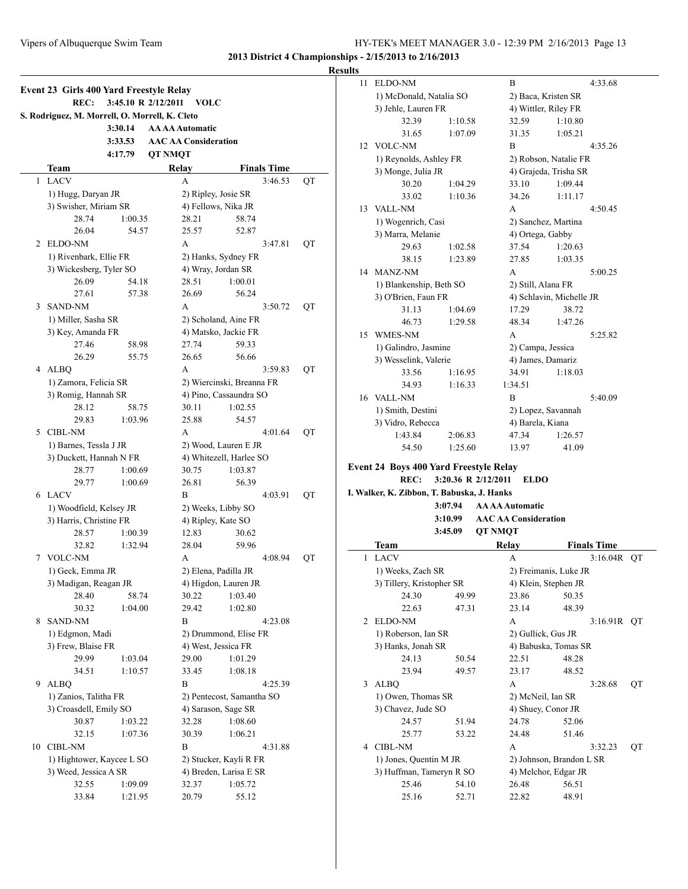**2013 District 4 Championships - 2/15/2013 to 2/16/2013**

**Results**

### Event 23 Girls 400 Yard Freestyle Relay

REC: 3:45.10 R 2/12/2011 VOLC
S. Rodriguez, M. Morrell, O. Morrell, K. Cleto

3:30.14 AA AA Automatic
3:33.53 AAC AA Consideration
4:17.79 QT NMQT

| | Team | Relay | Finals Time | |
|---|---|---|---|---|
| 1 | LACV | A | 3:46.53 | QT |
| | 1) Hugg, Daryan JR | 2) Ripley, Josie SR | | |
| | 3) Swisher, Miriam SR | 4) Fellows, Nika JR | | |
| | 28.74 1:00.35 | 28.21 58.74 | | |
| | 26.04 54.57 | 25.57 52.87 | | |
| 2 | ELDO-NM | A | 3:47.81 | QT |
| | 1) Rivenbark, Ellie FR | 2) Hanks, Sydney FR | | |
| | 3) Wickesberg, Tyler SO | 4) Wray, Jordan SR | | |
| | 26.09 54.18 | 28.51 1:00.01 | | |
| | 27.61 57.38 | 26.69 56.24 | | |
| 3 | SAND-NM | A | 3:50.72 | QT |
| | 1) Miller, Sasha SR | 2) Scholand, Aine FR | | |
| | 3) Key, Amanda FR | 4) Matsko, Jackie FR | | |
| | 27.46 58.98 | 27.74 59.33 | | |
| | 26.29 55.75 | 26.65 56.66 | | |
| 4 | ALBQ | A | 3:59.83 | QT |
| | 1) Zamora, Felicia SR | 2) Wiercinski, Breanna FR | | |
| | 3) Romig, Hannah SR | 4) Pino, Cassaundra SO | | |
| | 28.12 58.75 | 30.11 1:02.55 | | |
| | 29.83 1:03.96 | 25.88 54.57 | | |
| 5 | CIBL-NM | A | 4:01.64 | QT |
| | 1) Barnes, Tessla J JR | 2) Wood, Lauren E JR | | |
| | 3) Duckett, Hannah N FR | 4) Whitezell, Harlee SO | | |
| | 28.77 1:00.69 | 30.75 1:03.87 | | |
| | 29.77 1:00.69 | 26.81 56.39 | | |
| 6 | LACV | B | 4:03.91 | QT |
| | 1) Woodfield, Kelsey JR | 2) Weeks, Libby SO | | |
| | 3) Harris, Christine FR | 4) Ripley, Kate SO | | |
| | 28.57 1:00.39 | 12.83 30.62 | | |
| | 32.82 1:32.94 | 28.04 59.96 | | |
| 7 | VOLC-NM | A | 4:08.94 | QT |
| | 1) Geck, Emma JR | 2) Elena, Padilla JR | | |
| | 3) Madigan, Reagan JR | 4) Higdon, Lauren JR | | |
| | 28.40 58.74 | 30.22 1:03.40 | | |
| | 30.32 1:04.00 | 29.42 1:02.80 | | |
| 8 | SAND-NM | B | 4:23.08 | |
| | 1) Edgmon, Madi | 2) Drummond, Elise FR | | |
| | 3) Frew, Blaise FR | 4) West, Jessica FR | | |
| | 29.99 1:03.04 | 29.00 1:01.29 | | |
| | 34.51 1:10.57 | 33.45 1:08.18 | | |
| 9 | ALBQ | B | 4:25.39 | |
| | 1) Zanios, Talitha FR | 2) Pentecost, Samantha SO | | |
| | 3) Croasdell, Emily SO | 4) Sarason, Sage SR | | |
| | 30.87 1:03.22 | 32.28 1:08.60 | | |
| | 32.15 1:07.36 | 30.39 1:06.21 | | |
| 10 | CIBL-NM | B | 4:31.88 | |
| | 1) Hightower, Kaycee L SO | 2) Stucker, Kayli R FR | | |
| | 3) Weed, Jessica A SR | 4) Breden, Larisa E SR | | |
| | 32.55 1:09.09 | 32.37 1:05.72 | | |
| | 33.84 1:21.95 | 20.79 55.12 | | |
| 11 | ELDO-NM | B | 4:33.68 | |
| | 1) McDonald, Natalia SO | 2) Baca, Kristen SR | | |
| | 3) Jehle, Lauren FR | 4) Wittler, Riley FR | | |
| | 32.39 1:10.58 | 32.59 1:10.80 | | |
| | 31.65 1:07.09 | 31.35 1:05.21 | | |
| 12 | VOLC-NM | B | 4:35.26 | |
| | 1) Reynolds, Ashley FR | 2) Robson, Natalie FR | | |
| | 3) Monge, Julia JR | 4) Grajeda, Trisha SR | | |
| | 30.20 1:04.29 | 33.10 1:09.44 | | |
| | 33.02 1:10.36 | 34.26 1:11.17 | | |
| 13 | VALL-NM | A | 4:50.45 | |
| | 1) Wogenrich, Casi | 2) Sanchez, Martina | | |
| | 3) Marra, Melanie | 4) Ortega, Gabby | | |
| | 29.63 1:02.58 | 37.54 1:20.63 | | |
| | 38.15 1:23.89 | 27.85 1:03.35 | | |
| 14 | MANZ-NM | A | 5:00.25 | |
| | 1) Blankenship, Beth SO | 2) Still, Alana FR | | |
| | 3) O'Brien, Faun FR | 4) Schlavin, Michelle JR | | |
| | 31.13 1:04.69 | 17.29 38.72 | | |
| | 46.73 1:29.58 | 48.34 1:47.26 | | |
| 15 | WMES-NM | A | 5:25.82 | |
| | 1) Galindro, Jasmine | 2) Campa, Jessica | | |
| | 3) Wesselink, Valerie | 4) James, Damariz | | |
| | 33.56 1:16.95 | 34.91 1:18.03 | | |
| | 34.93 1:16.33 | 1:34.51 | | |
| 16 | VALL-NM | B | 5:40.09 | |
| | 1) Smith, Destini | 2) Lopez, Savannah | | |
| | 3) Vidro, Rebecca | 4) Barela, Kiana | | |
| | 1:43.84 2:06.83 | 47.34 1:26.57 | | |
| | 54.50 1:25.60 | 13.97 41.09 | | |

### Event 24 Boys 400 Yard Freestyle Relay

REC: 3:20.36 R 2/12/2011 ELDO
I. Walker, K. Zibbon, T. Babuska, J. Hanks

3:07.94 AA AA Automatic
3:10.99 AAC AA Consideration
3:45.09 QT NMQT

| | Team | Relay | Finals Time | |
|---|---|---|---|---|
| 1 | LACV | A | 3:16.04R | QT |
| | 1) Weeks, Zach SR | 2) Freimanis, Luke JR | | |
| | 3) Tillery, Kristopher SR | 4) Klein, Stephen JR | | |
| | 24.30 49.99 | 23.86 50.35 | | |
| | 22.63 47.31 | 23.14 48.39 | | |
| 2 | ELDO-NM | A | 3:16.91R | QT |
| | 1) Roberson, Ian SR | 2) Gullick, Gus JR | | |
| | 3) Hanks, Jonah SR | 4) Babuska, Tomas SR | | |
| | 24.13 50.54 | 22.51 48.28 | | |
| | 23.94 49.57 | 23.17 48.52 | | |
| 3 | ALBQ | A | 3:28.68 | QT |
| | 1) Owen, Thomas SR | 2) McNeil, Ian SR | | |
| | 3) Chavez, Jude SO | 4) Shuey, Conor JR | | |
| | 24.57 51.94 | 24.78 52.06 | | |
| | 25.77 53.22 | 24.48 51.46 | | |
| 4 | CIBL-NM | A | 3:32.23 | QT |
| | 1) Jones, Quentin M JR | 2) Johnson, Brandon L SR | | |
| | 3) Huffman, Tameryn R SO | 4) Melchor, Edgar JR | | |
| | 25.46 54.10 | 26.48 56.51 | | |
| | 25.16 52.71 | 22.82 48.91 | | |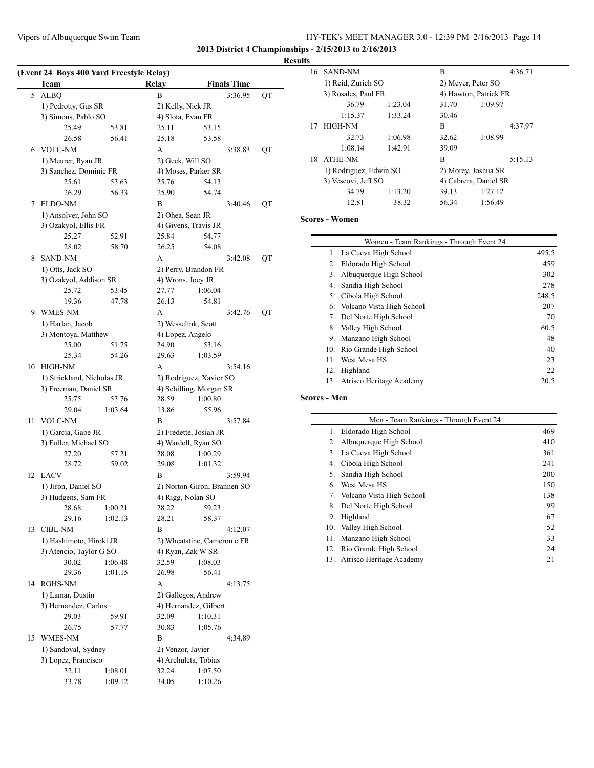**2013 District 4 Championships - 2/15/2013 to 2/16/2013**

**Results**

### (Event 24 Boys 400 Yard Freestyle Relay)

| | Team | Relay | Finals Time | |
|---|---|---|---|---|
| 5 | ALBQ | B | 3:36.95 | QT |
| | 1) Pedrotty, Gus SR | 2) Kelly, Nick JR | | |
| | 3) Simons, Pablo SO | 4) Slota, Evan FR | | |
| | 25.49 53.81 | 25.11 53.15 | | |
| | 26.58 56.41 | 25.18 53.58 | | |
| 6 | VOLC-NM | A | 3:38.83 | QT |
| | 1) Meurer, Ryan JR | 2) Geck, Will SO | | |
| | 3) Sanchez, Dominic FR | 4) Moses, Parker SR | | |
| | 25.61 53.63 | 25.76 54.13 | | |
| | 26.29 56.33 | 25.90 54.74 | | |
| 7 | ELDO-NM | B | 3:40.46 | QT |
| | 1) Ansolver, John SO | 2) Ohea, Sean JR | | |
| | 3) Ozakyol, Ellis FR | 4) Givens, Travis JR | | |
| | 25.27 52.91 | 25.84 54.77 | | |
| | 28.02 58.70 | 26.25 54.08 | | |
| 8 | SAND-NM | A | 3:42.08 | QT |
| | 1) Otts, Jack SO | 2) Perry, Brandon FR | | |
| | 3) Ozakyol, Addison SR | 4) Wrons, Joey JR | | |
| | 25.72 53.45 | 27.77 1:06.04 | | |
| | 19.36 47.78 | 26.13 54.81 | | |
| 9 | WMES-NM | A | 3:42.76 | QT |
| | 1) Harlan, Jacob | 2) Wesselink, Scott | | |
| | 3) Montoya, Matthew | 4) Lopez, Angelo | | |
| | 25.00 51.75 | 24.90 53.16 | | |
| | 25.34 54.26 | 29.63 1:03.59 | | |
| 10 | HIGH-NM | A | 3:54.16 | |
| | 1) Strickland, Nicholas JR | 2) Rodriguez, Xavier SO | | |
| | 3) Freeman, Daniel SR | 4) Schilling, Morgan SR | | |
| | 25.75 53.76 | 28.59 1:00.80 | | |
| | 29.04 1:03.64 | 13.86 55.96 | | |
| 11 | VOLC-NM | B | 3:57.84 | |
| | 1) Garcia, Gabe JR | 2) Fredette, Josiah JR | | |
| | 3) Fuller, Michael SO | 4) Wardell, Ryan SO | | |
| | 27.20 57.21 | 28.08 1:00.29 | | |
| | 28.72 59.02 | 29.08 1:01.32 | | |
| 12 | LACV | B | 3:59.94 | |
| | 1) Jiron, Daniel SO | 2) Norton-Giron, Brannen SO | | |
| | 3) Hudgens, Sam FR | 4) Rigg, Nolan SO | | |
| | 28.68 1:00.21 | 28.22 59.23 | | |
| | 29.16 1:02.13 | 28.21 58.37 | | |
| 13 | CIBL-NM | B | 4:12.07 | |
| | 1) Hashimoto, Hiroki JR | 2) Wheatstine, Cameron c FR | | |
| | 3) Atencio, Taylor G SO | 4) Ryan, Zak W SR | | |
| | 30.02 1:06.48 | 32.59 1:08.03 | | |
| | 29.36 1:01.15 | 26.98 56.41 | | |
| 14 | RGHS-NM | A | 4:13.75 | |
| | 1) Lamar, Dustin | 2) Gallegos, Andrew | | |
| | 3) Hernandez, Carlos | 4) Hernandez, Gilbert | | |
| | 29.03 59.91 | 32.09 1:10.31 | | |
| | 26.75 57.77 | 30.83 1:05.76 | | |
| 15 | WMES-NM | B | 4:34.89 | |
| | 1) Sandoval, Sydney | 2) Venzor, Javier | | |
| | 3) Lopez, Francisco | 4) Archuleta, Tobias | | |
| | 32.11 1:08.01 | 32.24 1:07.50 | | |
| | 33.78 1:09.12 | 34.05 1:10.26 | | |
| 16 | SAND-NM | B | 4:36.71 | |
| | 1) Reid, Zurich SO | 2) Meyer, Peter SO | | |
| | 3) Rosales, Paul FR | 4) Hawton, Patrick FR | | |
| | 36.79 1:23.04 | 31.70 1:09.97 | | |
| | 1:15.37 1:33.24 | 30.46 | | |
| 17 | HIGH-NM | B | 4:37.97 | |
| | 32.73 1:06.98 | 32.62 1:08.99 | | |
| | 1:08.14 1:42.91 | 39.09 | | |
| 18 | ATHE-NM | B | 5:15.13 | |
| | 1) Rodriguez, Edwin SO | 2) Morey, Joshua SR | | |
| | 3) Vescovi, Jeff SO | 4) Cabrera, Daniel SR | | |
| | 34.79 1:13.20 | 39.13 1:27.12 | | |
| | 12.81 38.32 | 56.34 1:56.49 | | |

### Scores - Women

| Women - Team Rankings - Through Event 24 | |
|---|---|
| 1. La Cueva High School | 495.5 |
| 2. Eldorado High School | 459 |
| 3. Albuquerque High School | 302 |
| 4. Sandia High School | 278 |
| 5. Cibola High School | 248.5 |
| 6. Volcano Vista High School | 207 |
| 7. Del Norte High School | 70 |
| 8. Valley High School | 60.5 |
| 9. Manzano High School | 48 |
| 10. Rio Grande High School | 40 |
| 11. West Mesa HS | 23 |
| 12. Highland | 22 |
| 13. Atrisco Heritage Academy | 20.5 |

### Scores - Men

| Men - Team Rankings - Through Event 24 | |
|---|---|
| 1. Eldorado High School | 469 |
| 2. Albuquerque High School | 410 |
| 3. La Cueva High School | 361 |
| 4. Cibola High School | 241 |
| 5. Sandia High School | 200 |
| 6. West Mesa HS | 150 |
| 7. Volcano Vista High School | 138 |
| 8. Del Norte High School | 99 |
| 9. Highland | 67 |
| 10. Valley High School | 52 |
| 11. Manzano High School | 33 |
| 12. Rio Grande High School | 24 |
| 13. Atrisco Heritage Academy | 21 |